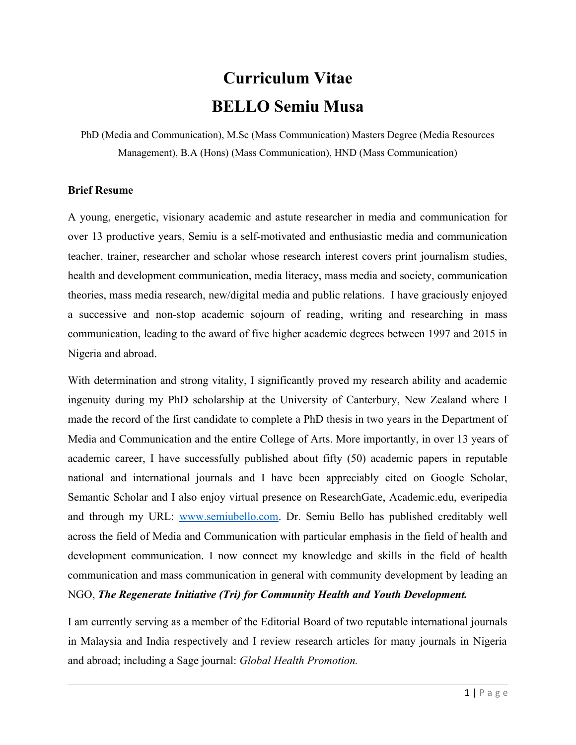# Curriculum Vitae

# BELLO Semiu Musa

PhD (Media and Communication), M.Sc (Mass Communication) Masters Degree (Media Resources Management), B.A (Hons) (Mass Communication), HND (Mass Communication)

**Brief Resume**

A young, energetic, visionary academic and astute researcher in media and communication for over 13 productive years, Semiu is a self-motivated and enthusiastic media and communication teacher, trainer, researcher and scholar whose research interest covers print journalism studies, health and development communication, media literacy, mass media and society, communication theories, mass media research, new/digital media and public relations. I have graciously enjoyed a successive and non-stop academic sojourn of reading, writing and researching in mass communication, leading to the award of five higher academic degrees between 1997 and 2015 in Nigeria and abroad.

With determination and strong vitality, I significantly proved my research ability and academic ingenuity during my PhD scholarship at the University of Canterbury, New Zealand where I made the record of the first candidate to complete a PhD thesis in two years in the Department of Media and Communication and the entire College of Arts. More importantly, in over 13 years of academic career, I have successfully published about fifty (50) academic papers in reputable national and international journals and I have been appreciably cited on Google Scholar, Semantic Scholar and I also enjoy virtual presence on ResearchGate, Academic.edu, everipedia and through my URL: [www.semiubello.com](www.semiubello.com). Dr. Semiu Bello has published creditably well across the field of Media and Communication with particular emphasis in the field of health and development communication. I now connect my knowledge and skills in the field of health communication and mass communication in general with community development by leading an NGO, ***The Regenerate Initiative (Tri) for Community Health and Youth Development.***

I am currently serving as a member of the Editorial Board of two reputable international journals in Malaysia and India respectively and I review research articles for many journals in Nigeria and abroad; including a Sage journal: *Global Health Promotion.*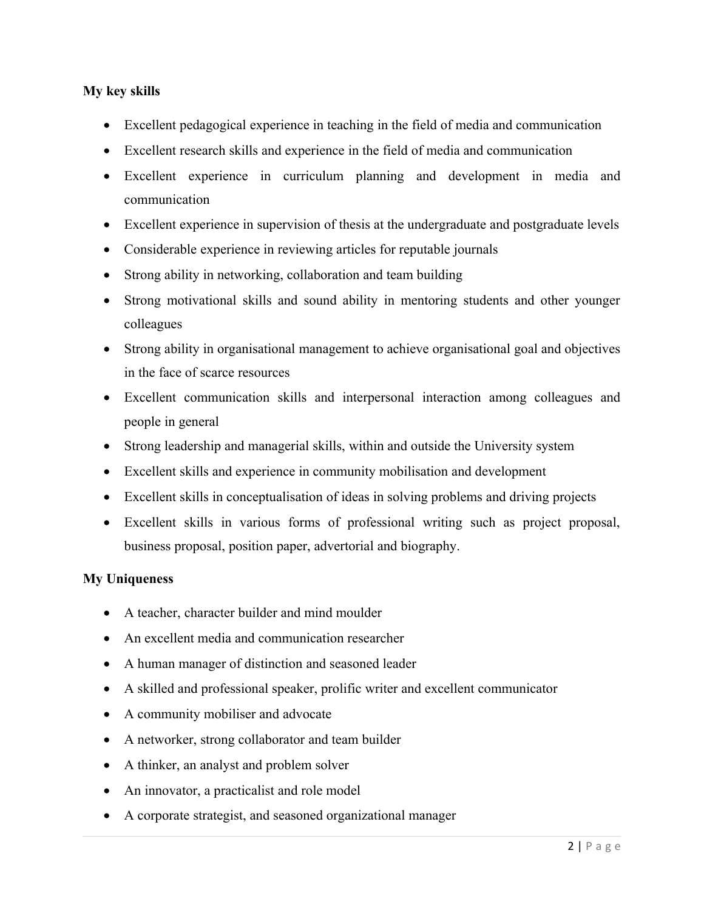**My key skills**

- Excellent pedagogical experience in teaching in the field of media and communication
- Excellent research skills and experience in the field of media and communication
- Excellent experience in curriculum planning and development in media and communication
- Excellent experience in supervision of thesis at the undergraduate and postgraduate levels
- Considerable experience in reviewing articles for reputable journals
- Strong ability in networking, collaboration and team building
- Strong motivational skills and sound ability in mentoring students and other younger colleagues
- Strong ability in organisational management to achieve organisational goal and objectives in the face of scarce resources
- Excellent communication skills and interpersonal interaction among colleagues and people in general
- Strong leadership and managerial skills, within and outside the University system
- Excellent skills and experience in community mobilisation and development
- Excellent skills in conceptualisation of ideas in solving problems and driving projects
- Excellent skills in various forms of professional writing such as project proposal, business proposal, position paper, advertorial and biography.

**My Uniqueness**

- A teacher, character builder and mind moulder
- An excellent media and communication researcher
- A human manager of distinction and seasoned leader
- A skilled and professional speaker, prolific writer and excellent communicator
- A community mobiliser and advocate
- A networker, strong collaborator and team builder
- A thinker, an analyst and problem solver
- An innovator, a practicalist and role model
- A corporate strategist, and seasoned organizational manager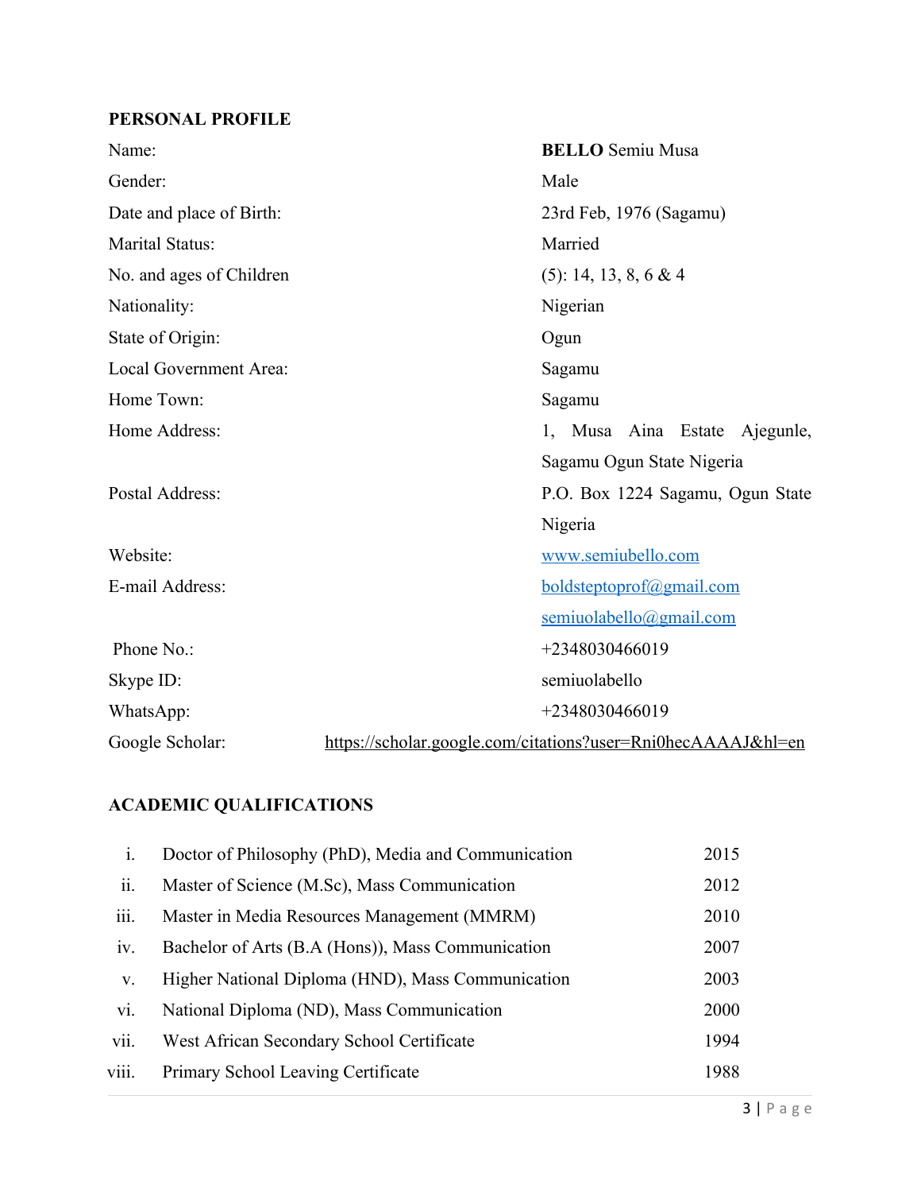## PERSONAL PROFILE

| | |
|---|---|
| Name: | **BELLO** Semiu Musa |
| Gender: | Male |
| Date and place of Birth: | 23rd Feb, 1976 (Sagamu) |
| Marital Status: | Married |
| No. and ages of Children | (5): 14, 13, 8, 6 & 4 |
| Nationality: | Nigerian |
| State of Origin: | Ogun |
| Local Government Area: | Sagamu |
| Home Town: | Sagamu |
| Home Address: | 1, Musa Aina Estate Ajegunle, Sagamu Ogun State Nigeria |
| Postal Address: | P.O. Box 1224 Sagamu, Ogun State Nigeria |
| Website: | www.semiubello.com |
| E-mail Address: | boldsteptoprof@gmail.com<br>semiuolabello@gmail.com |
| Phone No.: | +2348030466019 |
| Skype ID: | semiuolabello |
| WhatsApp: | +2348030466019 |
| Google Scholar: | https://scholar.google.com/citations?user=Rni0hecAAAAJ&hl=en |

## ACADEMIC QUALIFICATIONS

| | | |
|---|---|---|
| i. | Doctor of Philosophy (PhD), Media and Communication | 2015 |
| ii. | Master of Science (M.Sc), Mass Communication | 2012 |
| iii. | Master in Media Resources Management (MMRM) | 2010 |
| iv. | Bachelor of Arts (B.A (Hons)), Mass Communication | 2007 |
| v. | Higher National Diploma (HND), Mass Communication | 2003 |
| vi. | National Diploma (ND), Mass Communication | 2000 |
| vii. | West African Secondary School Certificate | 1994 |
| viii. | Primary School Leaving Certificate | 1988 |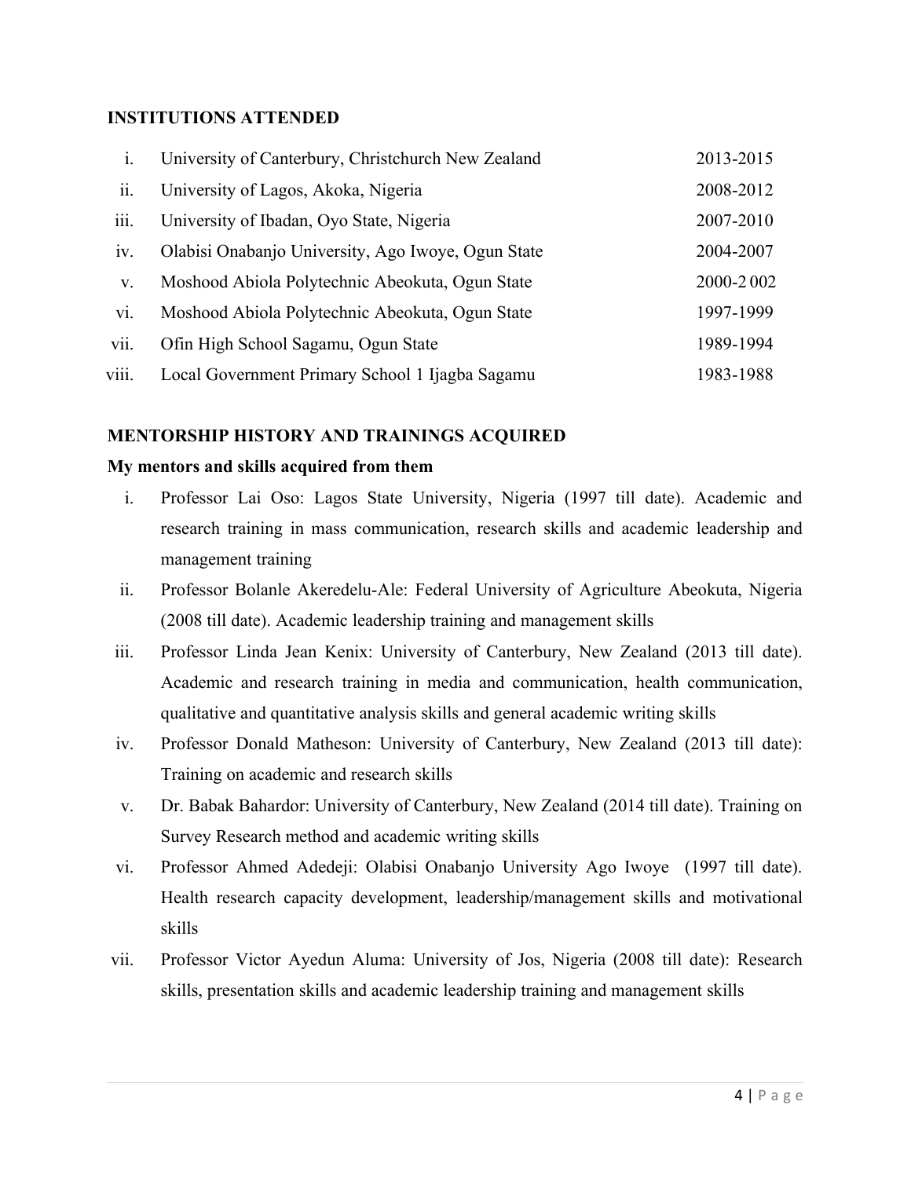## INSTITUTIONS ATTENDED

| | | |
|---|---|---|
| i. | University of Canterbury, Christchurch New Zealand | 2013-2015 |
| ii. | University of Lagos, Akoka, Nigeria | 2008-2012 |
| iii. | University of Ibadan, Oyo State, Nigeria | 2007-2010 |
| iv. | Olabisi Onabanjo University, Ago Iwoye, Ogun State | 2004-2007 |
| v. | Moshood Abiola Polytechnic Abeokuta, Ogun State | 2000-2 002 |
| vi. | Moshood Abiola Polytechnic Abeokuta, Ogun State | 1997-1999 |
| vii. | Ofin High School Sagamu, Ogun State | 1989-1994 |
| viii. | Local Government Primary School 1 Ijagba Sagamu | 1983-1988 |

## MENTORSHIP HISTORY AND TRAININGS ACQUIRED

**My mentors and skills acquired from them**

i. Professor Lai Oso: Lagos State University, Nigeria (1997 till date). Academic and research training in mass communication, research skills and academic leadership and management training

ii. Professor Bolanle Akeredelu-Ale: Federal University of Agriculture Abeokuta, Nigeria (2008 till date). Academic leadership training and management skills

iii. Professor Linda Jean Kenix: University of Canterbury, New Zealand (2013 till date). Academic and research training in media and communication, health communication, qualitative and quantitative analysis skills and general academic writing skills

iv. Professor Donald Matheson: University of Canterbury, New Zealand (2013 till date): Training on academic and research skills

v. Dr. Babak Bahardor: University of Canterbury, New Zealand (2014 till date). Training on Survey Research method and academic writing skills

vi. Professor Ahmed Adedeji: Olabisi Onabanjo University Ago Iwoye (1997 till date). Health research capacity development, leadership/management skills and motivational skills

vii. Professor Victor Ayedun Aluma: University of Jos, Nigeria (2008 till date): Research skills, presentation skills and academic leadership training and management skills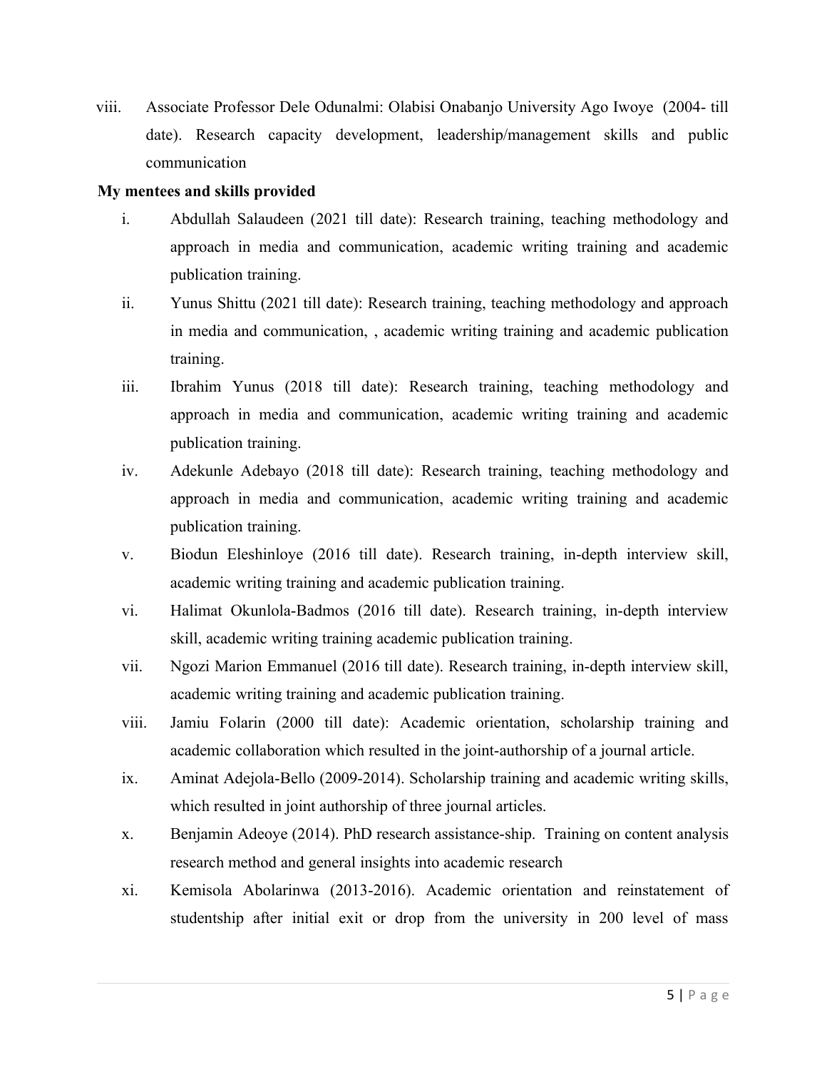viii. Associate Professor Dele Odunalmi: Olabisi Onabanjo University Ago Iwoye (2004- till date). Research capacity development, leadership/management skills and public communication

**My mentees and skills provided**

i. Abdullah Salaudeen (2021 till date): Research training, teaching methodology and approach in media and communication, academic writing training and academic publication training.

ii. Yunus Shittu (2021 till date): Research training, teaching methodology and approach in media and communication, , academic writing training and academic publication training.

iii. Ibrahim Yunus (2018 till date): Research training, teaching methodology and approach in media and communication, academic writing training and academic publication training.

iv. Adekunle Adebayo (2018 till date): Research training, teaching methodology and approach in media and communication, academic writing training and academic publication training.

v. Biodun Eleshinloye (2016 till date). Research training, in-depth interview skill, academic writing training and academic publication training.

vi. Halimat Okunlola-Badmos (2016 till date). Research training, in-depth interview skill, academic writing training academic publication training.

vii. Ngozi Marion Emmanuel (2016 till date). Research training, in-depth interview skill, academic writing training and academic publication training.

viii. Jamiu Folarin (2000 till date): Academic orientation, scholarship training and academic collaboration which resulted in the joint-authorship of a journal article.

ix. Aminat Adejola-Bello (2009-2014). Scholarship training and academic writing skills, which resulted in joint authorship of three journal articles.

x. Benjamin Adeoye (2014). PhD research assistance-ship. Training on content analysis research method and general insights into academic research

xi. Kemisola Abolarinwa (2013-2016). Academic orientation and reinstatement of studentship after initial exit or drop from the university in 200 level of mass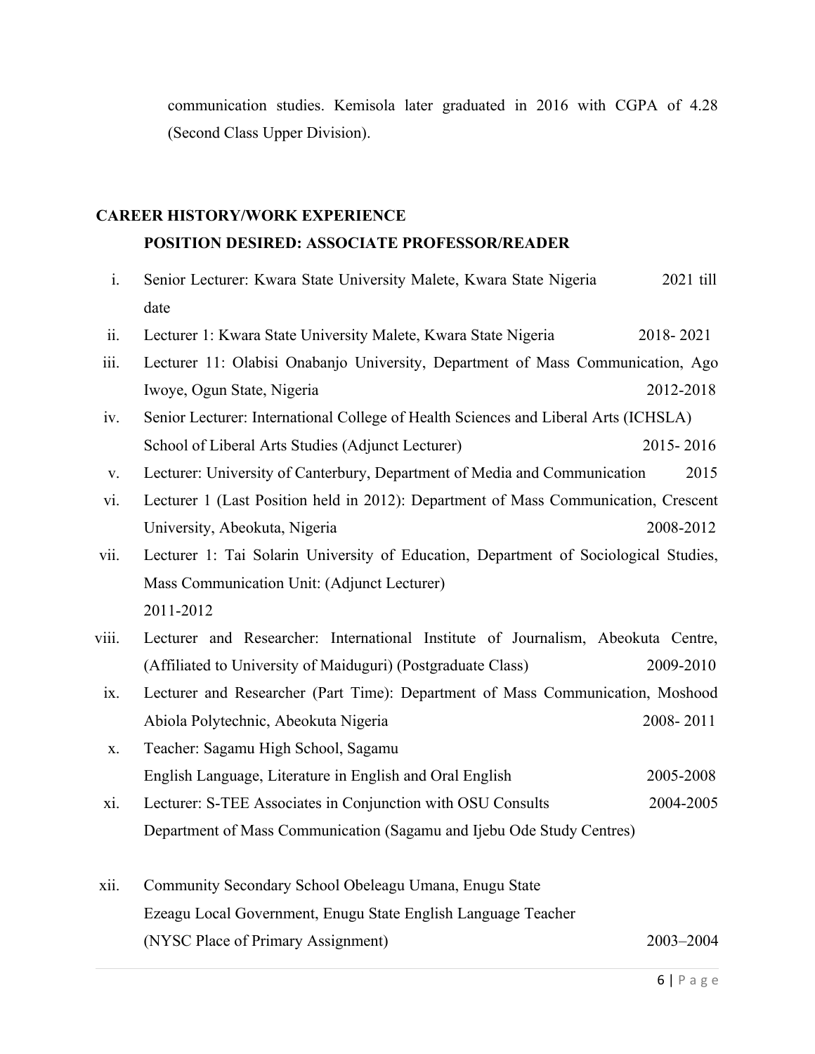communication studies. Kemisola later graduated in 2016 with CGPA of 4.28 (Second Class Upper Division).

## CAREER HISTORY/WORK EXPERIENCE

### POSITION DESIRED: ASSOCIATE PROFESSOR/READER

i. Senior Lecturer: Kwara State University Malete, Kwara State Nigeria 2021 till date

ii. Lecturer 1: Kwara State University Malete, Kwara State Nigeria 2018- 2021

iii. Lecturer 11: Olabisi Onabanjo University, Department of Mass Communication, Ago Iwoye, Ogun State, Nigeria 2012-2018

iv. Senior Lecturer: International College of Health Sciences and Liberal Arts (ICHSLA) School of Liberal Arts Studies (Adjunct Lecturer) 2015- 2016

v. Lecturer: University of Canterbury, Department of Media and Communication 2015

vi. Lecturer 1 (Last Position held in 2012): Department of Mass Communication, Crescent University, Abeokuta, Nigeria 2008-2012

vii. Lecturer 1: Tai Solarin University of Education, Department of Sociological Studies, Mass Communication Unit: (Adjunct Lecturer) 2011-2012

viii. Lecturer and Researcher: International Institute of Journalism, Abeokuta Centre, (Affiliated to University of Maiduguri) (Postgraduate Class) 2009-2010

ix. Lecturer and Researcher (Part Time): Department of Mass Communication, Moshood Abiola Polytechnic, Abeokuta Nigeria 2008- 2011

x. Teacher: Sagamu High School, Sagamu
English Language, Literature in English and Oral English 2005-2008

xi. Lecturer: S-TEE Associates in Conjunction with OSU Consults 2004-2005
Department of Mass Communication (Sagamu and Ijebu Ode Study Centres)

xii. Community Secondary School Obeleagu Umana, Enugu State
Ezeagu Local Government, Enugu State English Language Teacher
(NYSC Place of Primary Assignment) 2003–2004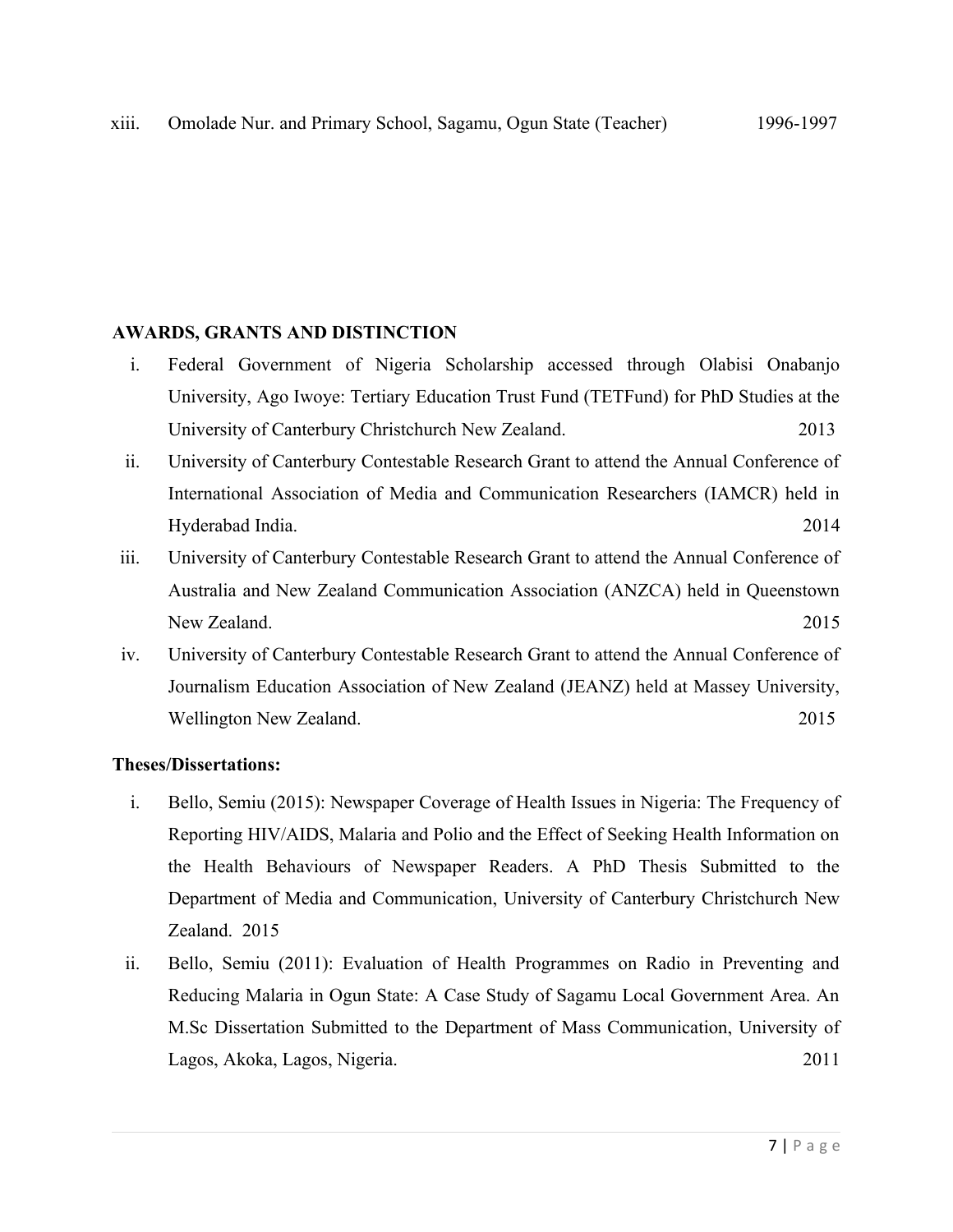xiii. Omolade Nur. and Primary School, Sagamu, Ogun State (Teacher) 1996-1997

## AWARDS, GRANTS AND DISTINCTION

i. Federal Government of Nigeria Scholarship accessed through Olabisi Onabanjo University, Ago Iwoye: Tertiary Education Trust Fund (TETFund) for PhD Studies at the University of Canterbury Christchurch New Zealand. 2013

ii. University of Canterbury Contestable Research Grant to attend the Annual Conference of International Association of Media and Communication Researchers (IAMCR) held in Hyderabad India. 2014

iii. University of Canterbury Contestable Research Grant to attend the Annual Conference of Australia and New Zealand Communication Association (ANZCA) held in Queenstown New Zealand. 2015

iv. University of Canterbury Contestable Research Grant to attend the Annual Conference of Journalism Education Association of New Zealand (JEANZ) held at Massey University, Wellington New Zealand. 2015

**Theses/Dissertations:**

i. Bello, Semiu (2015): Newspaper Coverage of Health Issues in Nigeria: The Frequency of Reporting HIV/AIDS, Malaria and Polio and the Effect of Seeking Health Information on the Health Behaviours of Newspaper Readers. A PhD Thesis Submitted to the Department of Media and Communication, University of Canterbury Christchurch New Zealand. 2015

ii. Bello, Semiu (2011): Evaluation of Health Programmes on Radio in Preventing and Reducing Malaria in Ogun State: A Case Study of Sagamu Local Government Area. An M.Sc Dissertation Submitted to the Department of Mass Communication, University of Lagos, Akoka, Lagos, Nigeria. 2011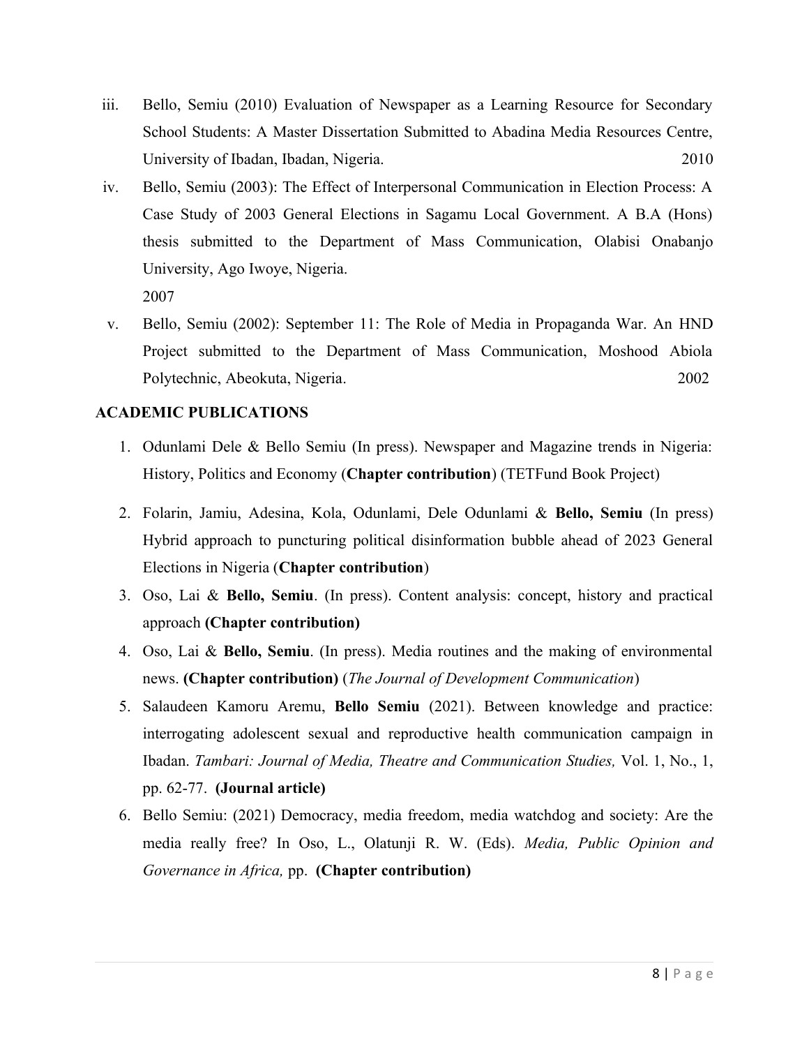iii. Bello, Semiu (2010) Evaluation of Newspaper as a Learning Resource for Secondary School Students: A Master Dissertation Submitted to Abadina Media Resources Centre, University of Ibadan, Ibadan, Nigeria. 2010

iv. Bello, Semiu (2003): The Effect of Interpersonal Communication in Election Process: A Case Study of 2003 General Elections in Sagamu Local Government. A B.A (Hons) thesis submitted to the Department of Mass Communication, Olabisi Onabanjo University, Ago Iwoye, Nigeria.
2007

v. Bello, Semiu (2002): September 11: The Role of Media in Propaganda War. An HND Project submitted to the Department of Mass Communication, Moshood Abiola Polytechnic, Abeokuta, Nigeria. 2002

## ACADEMIC PUBLICATIONS

1. Odunlami Dele & Bello Semiu (In press). Newspaper and Magazine trends in Nigeria: History, Politics and Economy (**Chapter contribution**) (TETFund Book Project)

2. Folarin, Jamiu, Adesina, Kola, Odunlami, Dele Odunlami & **Bello, Semiu** (In press) Hybrid approach to puncturing political disinformation bubble ahead of 2023 General Elections in Nigeria (**Chapter contribution**)

3. Oso, Lai & **Bello, Semiu**. (In press). Content analysis: concept, history and practical approach **(Chapter contribution)**

4. Oso, Lai & **Bello, Semiu**. (In press). Media routines and the making of environmental news. **(Chapter contribution)** (*The Journal of Development Communication*)

5. Salaudeen Kamoru Aremu, **Bello Semiu** (2021). Between knowledge and practice: interrogating adolescent sexual and reproductive health communication campaign in Ibadan. *Tambari: Journal of Media, Theatre and Communication Studies,* Vol. 1, No., 1, pp. 62-77. **(Journal article)**

6. Bello Semiu: (2021) Democracy, media freedom, media watchdog and society: Are the media really free? In Oso, L., Olatunji R. W. (Eds). *Media, Public Opinion and Governance in Africa,* pp. **(Chapter contribution)**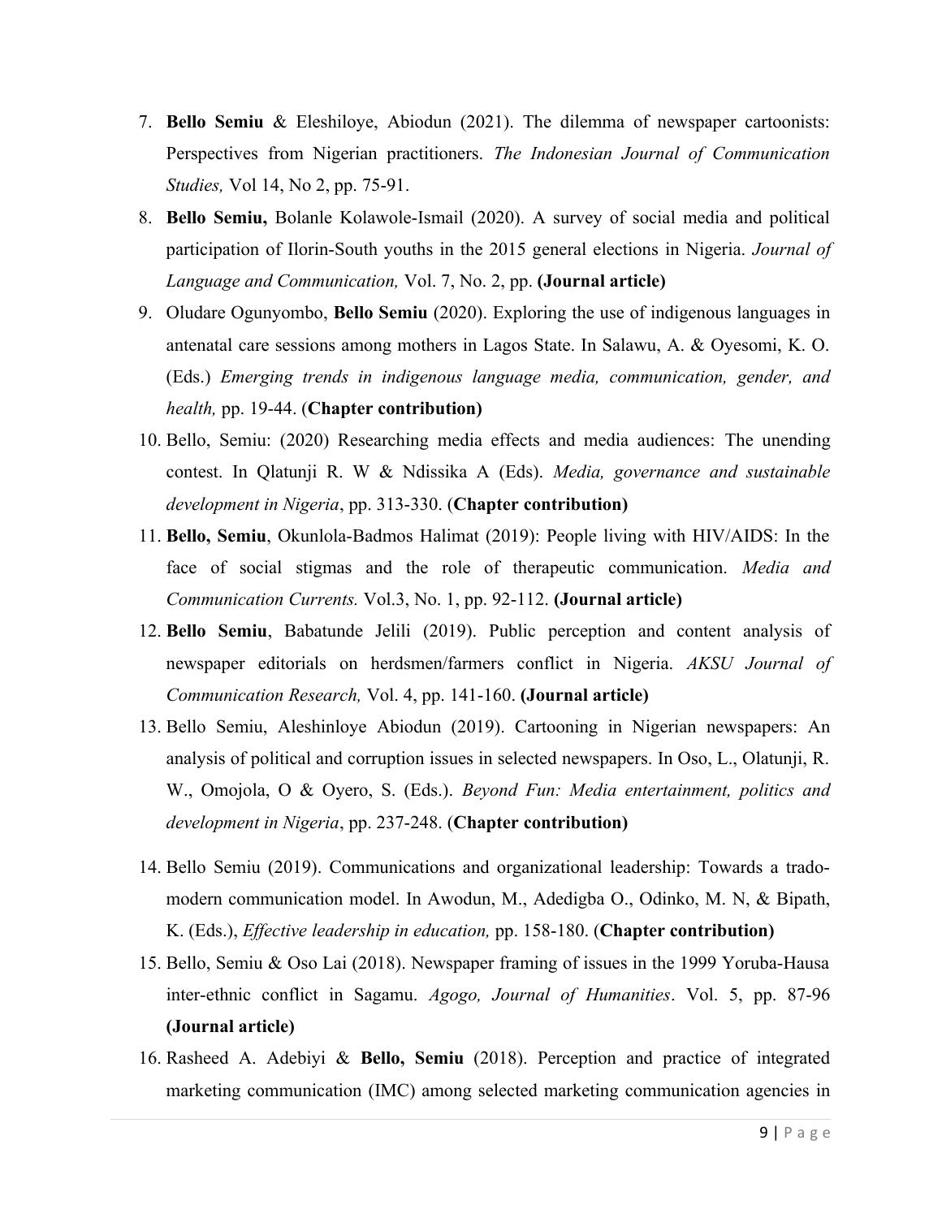7. **Bello Semiu** & Eleshiloye, Abiodun (2021). The dilemma of newspaper cartoonists: Perspectives from Nigerian practitioners. *The Indonesian Journal of Communication Studies,* Vol 14, No 2, pp. 75-91.
8. **Bello Semiu,** Bolanle Kolawole-Ismail (2020). A survey of social media and political participation of Ilorin-South youths in the 2015 general elections in Nigeria. *Journal of Language and Communication,* Vol. 7, No. 2, pp. **(Journal article)**
9. Oludare Ogunyombo, **Bello Semiu** (2020). Exploring the use of indigenous languages in antenatal care sessions among mothers in Lagos State. In Salawu, A. & Oyesomi, K. O. (Eds.) *Emerging trends in indigenous language media, communication, gender, and health,* pp. 19-44. (**Chapter contribution)**
10. Bello, Semiu: (2020) Researching media effects and media audiences: The unending contest. In Qlatunji R. W & Ndissika A (Eds). *Media, governance and sustainable development in Nigeria*, pp. 313-330. (**Chapter contribution)**
11. **Bello, Semiu**, Okunlola-Badmos Halimat (2019): People living with HIV/AIDS: In the face of social stigmas and the role of therapeutic communication. *Media and Communication Currents.* Vol.3, No. 1, pp. 92-112. **(Journal article)**
12. **Bello Semiu**, Babatunde Jelili (2019). Public perception and content analysis of newspaper editorials on herdsmen/farmers conflict in Nigeria. *AKSU Journal of Communication Research,* Vol. 4, pp. 141-160. **(Journal article)**
13. Bello Semiu, Aleshinloye Abiodun (2019). Cartooning in Nigerian newspapers: An analysis of political and corruption issues in selected newspapers. In Oso, L., Olatunji, R. W., Omojola, O & Oyero, S. (Eds.). *Beyond Fun: Media entertainment, politics and development in Nigeria*, pp. 237-248. (**Chapter contribution)**
14. Bello Semiu (2019). Communications and organizational leadership: Towards a trado-modern communication model. In Awodun, M., Adedigba O., Odinko, M. N, & Bipath, K. (Eds.), *Effective leadership in education,* pp. 158-180. (**Chapter contribution)**
15. Bello, Semiu & Oso Lai (2018). Newspaper framing of issues in the 1999 Yoruba-Hausa inter-ethnic conflict in Sagamu. *Agogo, Journal of Humanities*. Vol. 5, pp. 87-96 **(Journal article)**
16. Rasheed A. Adebiyi & **Bello, Semiu** (2018). Perception and practice of integrated marketing communication (IMC) among selected marketing communication agencies in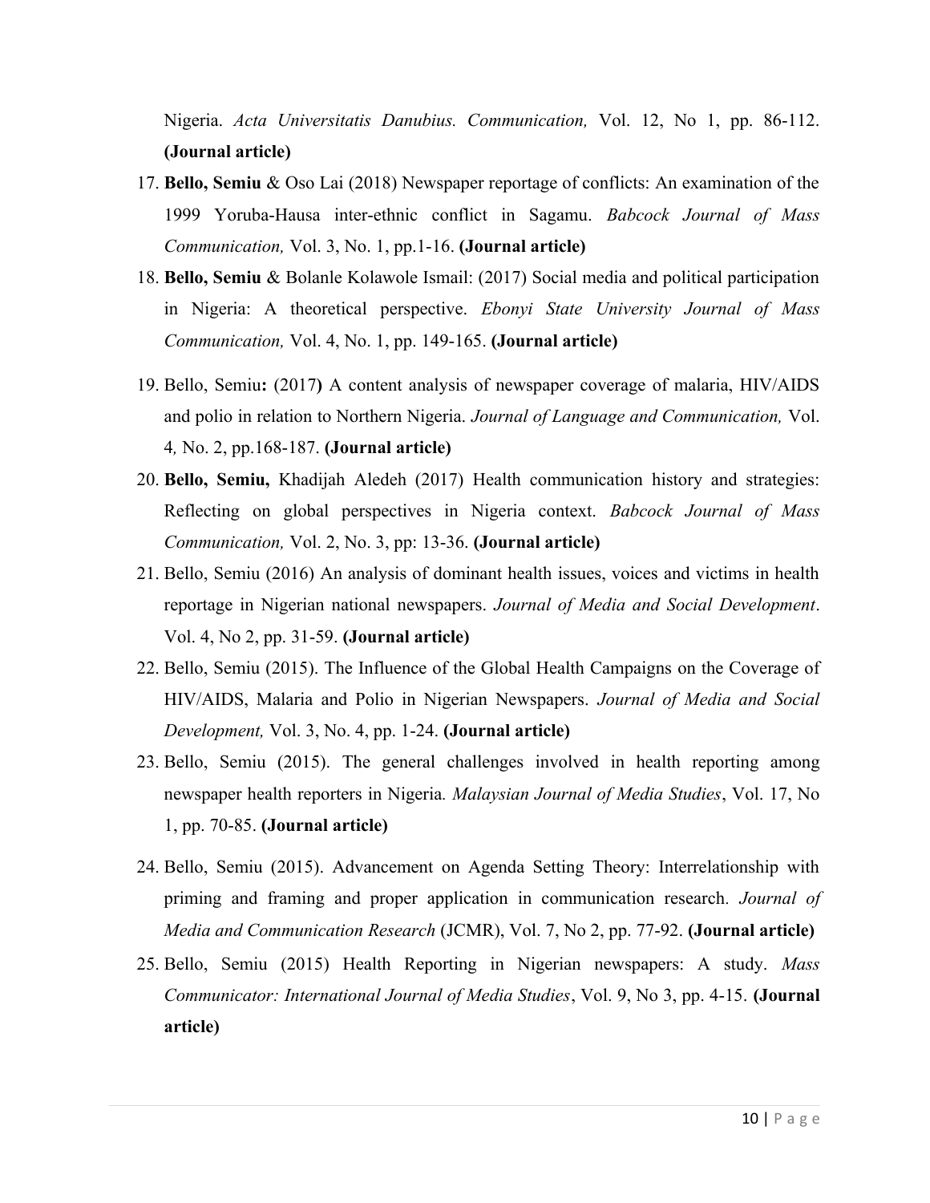Nigeria. *Acta Universitatis Danubius. Communication,* Vol. 12, No 1, pp. 86-112. **(Journal article)**

17. **Bello, Semiu** & Oso Lai (2018) Newspaper reportage of conflicts: An examination of the 1999 Yoruba-Hausa inter-ethnic conflict in Sagamu. *Babcock Journal of Mass Communication,* Vol. 3, No. 1, pp.1-16. **(Journal article)**
18. **Bello, Semiu** & Bolanle Kolawole Ismail: (2017) Social media and political participation in Nigeria: A theoretical perspective. *Ebonyi State University Journal of Mass Communication,* Vol. 4, No. 1, pp. 149-165. **(Journal article)**
19. Bello, Semiu**:** (2017**)** A content analysis of newspaper coverage of malaria, HIV/AIDS and polio in relation to Northern Nigeria. *Journal of Language and Communication,* Vol. 4*,* No. 2, pp.168-187. **(Journal article)**
20. **Bello, Semiu,** Khadijah Aledeh (2017) Health communication history and strategies: Reflecting on global perspectives in Nigeria context. *Babcock Journal of Mass Communication,* Vol. 2, No. 3, pp: 13-36. **(Journal article)**
21. Bello, Semiu (2016) An analysis of dominant health issues, voices and victims in health reportage in Nigerian national newspapers. *Journal of Media and Social Development*. Vol. 4, No 2, pp. 31-59. **(Journal article)**
22. Bello, Semiu (2015). The Influence of the Global Health Campaigns on the Coverage of HIV/AIDS, Malaria and Polio in Nigerian Newspapers. *Journal of Media and Social Development,* Vol. 3, No. 4, pp. 1-24. **(Journal article)**
23. Bello, Semiu (2015). The general challenges involved in health reporting among newspaper health reporters in Nigeria*. Malaysian Journal of Media Studies*, Vol. 17, No 1, pp. 70-85. **(Journal article)**
24. Bello, Semiu (2015). Advancement on Agenda Setting Theory: Interrelationship with priming and framing and proper application in communication research. *Journal of Media and Communication Research* (JCMR), Vol. 7, No 2, pp. 77-92. **(Journal article)**
25. Bello, Semiu (2015) Health Reporting in Nigerian newspapers: A study. *Mass Communicator: International Journal of Media Studies*, Vol. 9, No 3, pp. 4-15. **(Journal article)**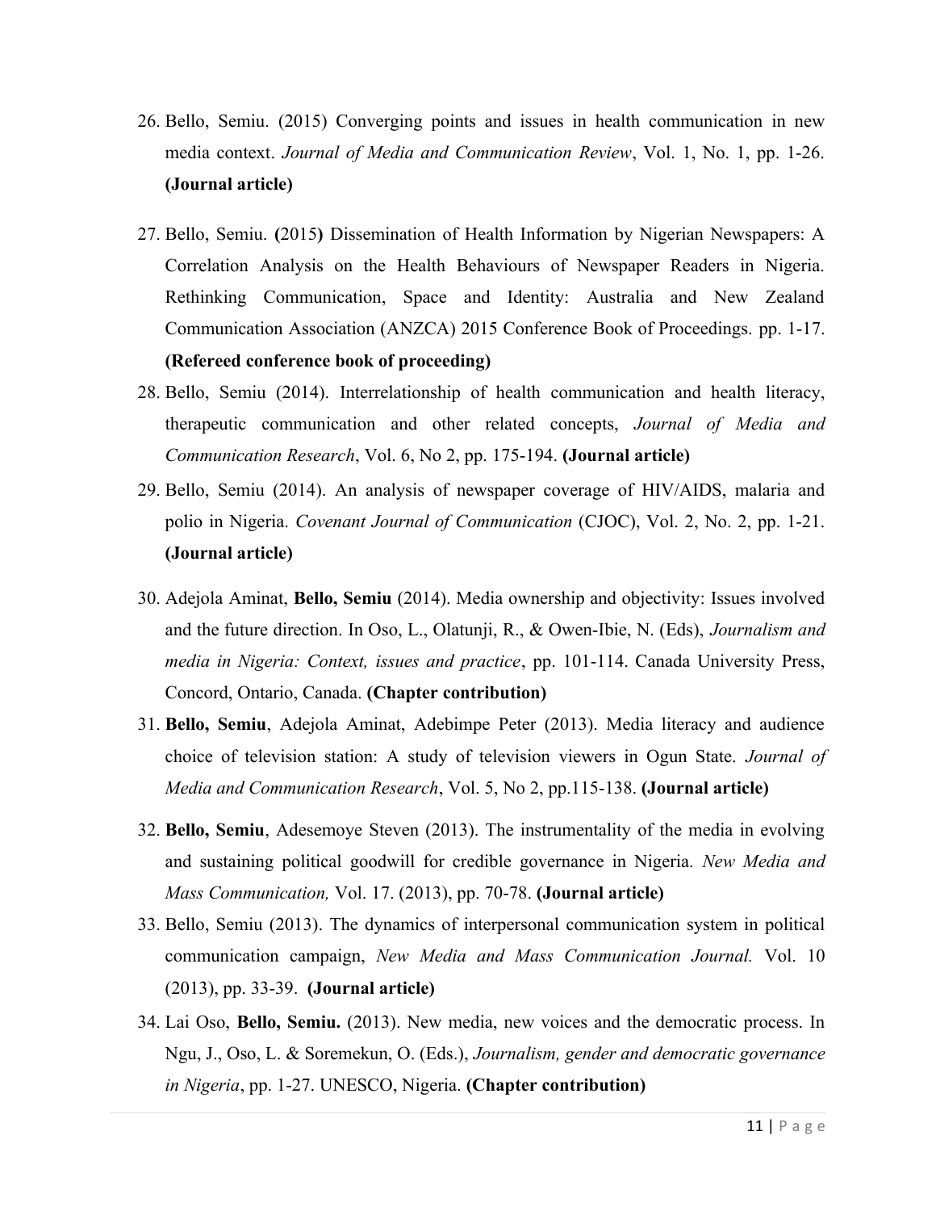26. Bello, Semiu. (2015) Converging points and issues in health communication in new media context. *Journal of Media and Communication Review*, Vol. 1, No. 1, pp. 1-26. **(Journal article)**

27. Bello, Semiu. **(**2015**)** Dissemination of Health Information by Nigerian Newspapers: A Correlation Analysis on the Health Behaviours of Newspaper Readers in Nigeria. Rethinking Communication, Space and Identity: Australia and New Zealand Communication Association (ANZCA) 2015 Conference Book of Proceedings. pp. 1-17. **(Refereed conference book of proceeding)**

28. Bello, Semiu (2014). Interrelationship of health communication and health literacy, therapeutic communication and other related concepts, *Journal of Media and Communication Research*, Vol. 6, No 2, pp. 175-194. **(Journal article)**

29. Bello, Semiu (2014). An analysis of newspaper coverage of HIV/AIDS, malaria and polio in Nigeria. *Covenant Journal of Communication* (CJOC), Vol. 2, No. 2, pp. 1-21. **(Journal article)**

30. Adejola Aminat, **Bello, Semiu** (2014). Media ownership and objectivity: Issues involved and the future direction. In Oso, L., Olatunji, R., & Owen-Ibie, N. (Eds), *Journalism and media in Nigeria: Context, issues and practice*, pp. 101-114. Canada University Press, Concord, Ontario, Canada. **(Chapter contribution)**

31. **Bello, Semiu**, Adejola Aminat, Adebimpe Peter (2013). Media literacy and audience choice of television station: A study of television viewers in Ogun State. *Journal of Media and Communication Research*, Vol. 5, No 2, pp.115-138. **(Journal article)**

32. **Bello, Semiu**, Adesemoye Steven (2013). The instrumentality of the media in evolving and sustaining political goodwill for credible governance in Nigeria. *New Media and Mass Communication,* Vol. 17. (2013), pp. 70-78. **(Journal article)**

33. Bello, Semiu (2013). The dynamics of interpersonal communication system in political communication campaign, *New Media and Mass Communication Journal.* Vol. 10 (2013), pp. 33-39. **(Journal article)**

34. Lai Oso, **Bello, Semiu.** (2013). New media, new voices and the democratic process. In Ngu, J., Oso, L. & Soremekun, O. (Eds.), *Journalism, gender and democratic governance in Nigeria*, pp. 1-27. UNESCO, Nigeria. **(Chapter contribution)**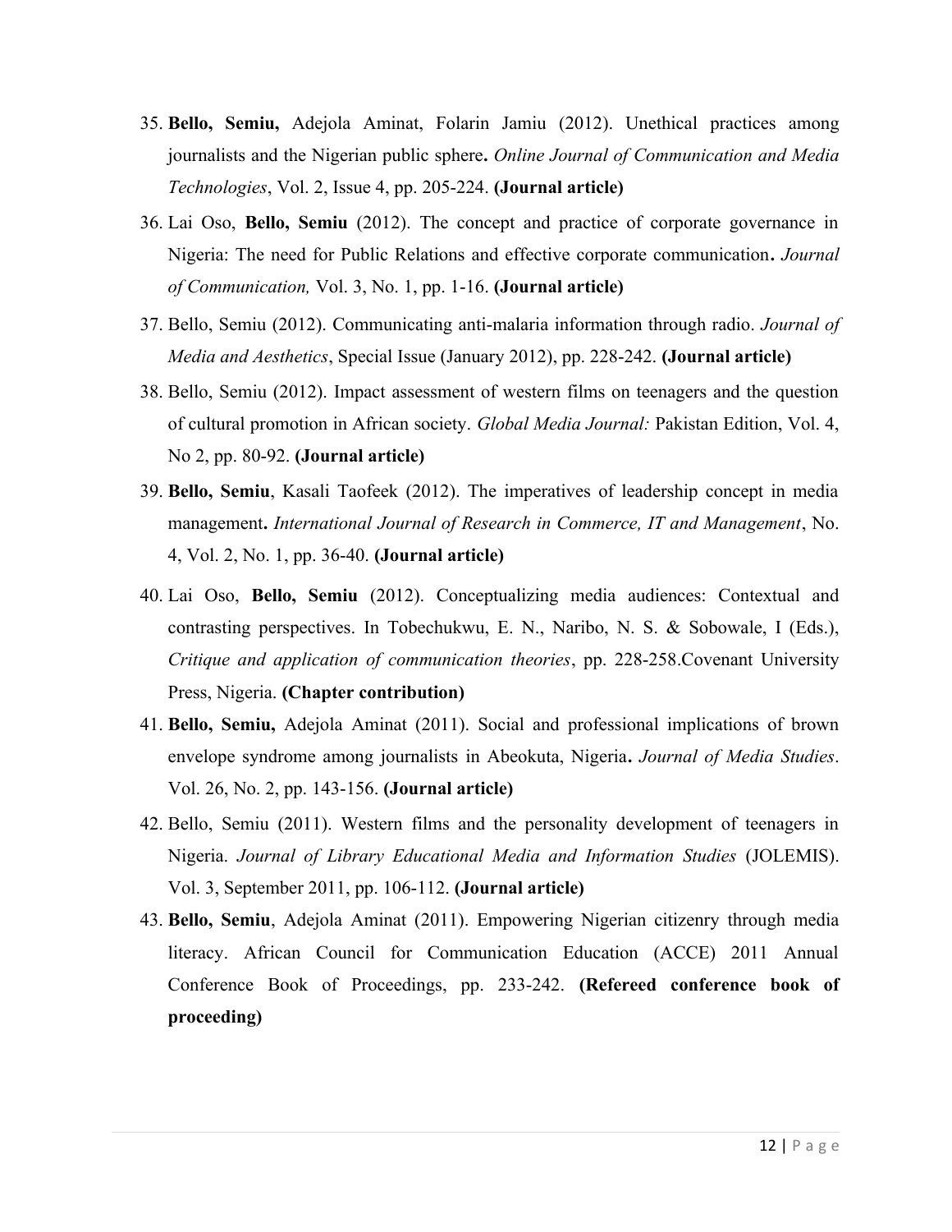35. **Bello, Semiu,** Adejola Aminat, Folarin Jamiu (2012). Unethical practices among journalists and the Nigerian public sphere**.** *Online Journal of Communication and Media Technologies*, Vol. 2, Issue 4, pp. 205-224. **(Journal article)**
36. Lai Oso, **Bello, Semiu** (2012). The concept and practice of corporate governance in Nigeria: The need for Public Relations and effective corporate communication**.** *Journal of Communication,* Vol. 3, No. 1, pp. 1-16. **(Journal article)**
37. Bello, Semiu (2012). Communicating anti-malaria information through radio. *Journal of Media and Aesthetics*, Special Issue (January 2012), pp. 228-242. **(Journal article)**
38. Bello, Semiu (2012). Impact assessment of western films on teenagers and the question of cultural promotion in African society. *Global Media Journal:* Pakistan Edition, Vol. 4, No 2, pp. 80-92. **(Journal article)**
39. **Bello, Semiu**, Kasali Taofeek (2012). The imperatives of leadership concept in media management**.** *International Journal of Research in Commerce, IT and Management*, No. 4, Vol. 2, No. 1, pp. 36-40. **(Journal article)**
40. Lai Oso, **Bello, Semiu** (2012). Conceptualizing media audiences: Contextual and contrasting perspectives. In Tobechukwu, E. N., Naribo, N. S. & Sobowale, I (Eds.), *Critique and application of communication theories*, pp. 228-258.Covenant University Press, Nigeria. **(Chapter contribution)**
41. **Bello, Semiu,** Adejola Aminat (2011). Social and professional implications of brown envelope syndrome among journalists in Abeokuta, Nigeria**.** *Journal of Media Studies*. Vol. 26, No. 2, pp. 143-156. **(Journal article)**
42. Bello, Semiu (2011). Western films and the personality development of teenagers in Nigeria. *Journal of Library Educational Media and Information Studies* (JOLEMIS). Vol. 3, September 2011, pp. 106-112. **(Journal article)**
43. **Bello, Semiu**, Adejola Aminat (2011). Empowering Nigerian citizenry through media literacy. African Council for Communication Education (ACCE) 2011 Annual Conference Book of Proceedings, pp. 233-242. **(Refereed conference book of proceeding)**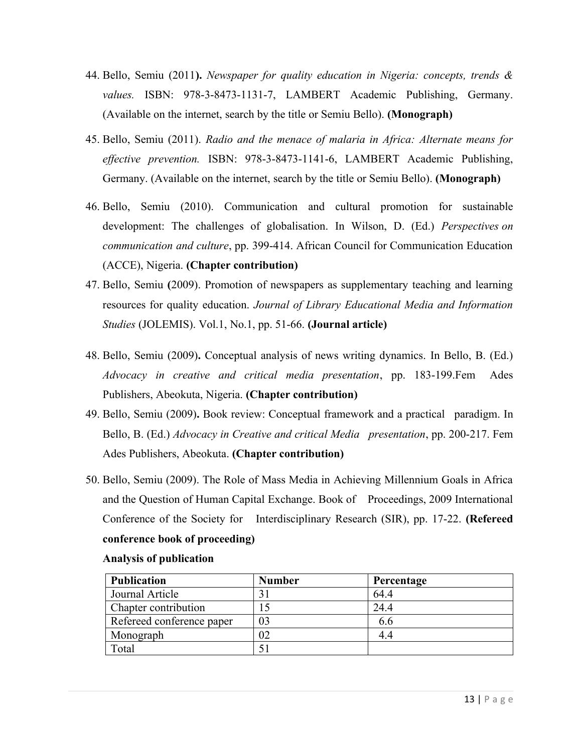44. Bello, Semiu (2011**).** *Newspaper for quality education in Nigeria: concepts, trends & values.* ISBN: 978-3-8473-1131-7, LAMBERT Academic Publishing, Germany. (Available on the internet, search by the title or Semiu Bello). **(Monograph)**

45. Bello, Semiu (2011). *Radio and the menace of malaria in Africa: Alternate means for effective prevention.* ISBN: 978-3-8473-1141-6, LAMBERT Academic Publishing, Germany. (Available on the internet, search by the title or Semiu Bello). **(Monograph)**

46. Bello, Semiu (2010). Communication and cultural promotion for sustainable development: The challenges of globalisation. In Wilson, D. (Ed.) *Perspectives on communication and culture*, pp. 399-414. African Council for Communication Education (ACCE), Nigeria. **(Chapter contribution)**

47. Bello, Semiu **(**2009). Promotion of newspapers as supplementary teaching and learning resources for quality education. *Journal of Library Educational Media and Information Studies* (JOLEMIS). Vol.1, No.1, pp. 51-66. **(Journal article)**

48. Bello, Semiu (2009**).** Conceptual analysis of news writing dynamics. In Bello, B. (Ed.) *Advocacy in creative and critical media presentation*, pp. 183-199.Fem Ades Publishers, Abeokuta, Nigeria. **(Chapter contribution)**

49. Bello, Semiu (2009**).** Book review: Conceptual framework and a practical paradigm. In Bello, B. (Ed.) *Advocacy in Creative and critical Media presentation*, pp. 200-217. Fem Ades Publishers, Abeokuta. **(Chapter contribution)**

50. Bello, Semiu (2009). The Role of Mass Media in Achieving Millennium Goals in Africa and the Question of Human Capital Exchange. Book of Proceedings, 2009 International Conference of the Society for Interdisciplinary Research (SIR), pp. 17-22. **(Refereed conference book of proceeding)**

**Analysis of publication**

| **Publication** | **Number** | **Percentage** |
|---|---|---|
| Journal Article | 31 | 64.4 |
| Chapter contribution | 15 | 24.4 |
| Refereed conference paper | 03 | 6.6 |
| Monograph | 02 | 4.4 |
| Total | 51 | |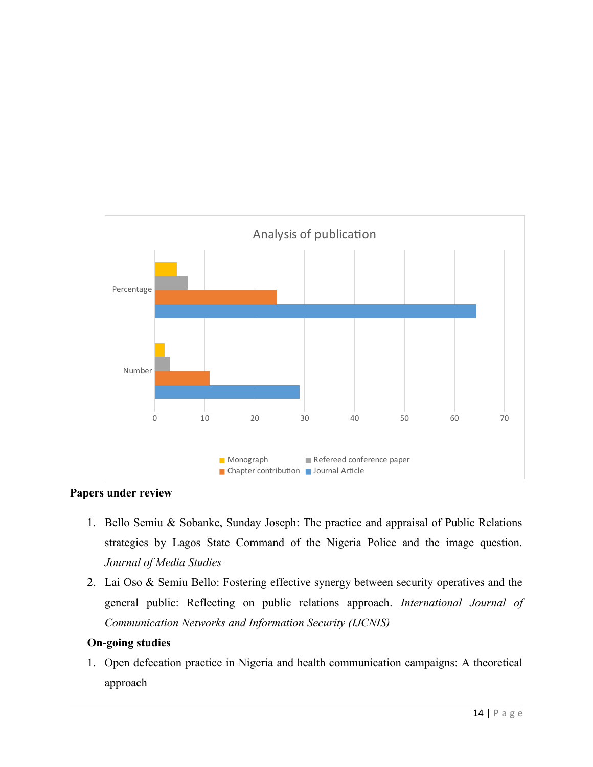Analysis of publication

**Papers under review**

1. Bello Semiu & Sobanke, Sunday Joseph: The practice and appraisal of Public Relations strategies by Lagos State Command of the Nigeria Police and the image question. *Journal of Media Studies*
2. Lai Oso & Semiu Bello: Fostering effective synergy between security operatives and the general public: Reflecting on public relations approach. *International Journal of Communication Networks and Information Security (IJCNIS)*

**On-going studies**

1. Open defecation practice in Nigeria and health communication campaigns: A theoretical approach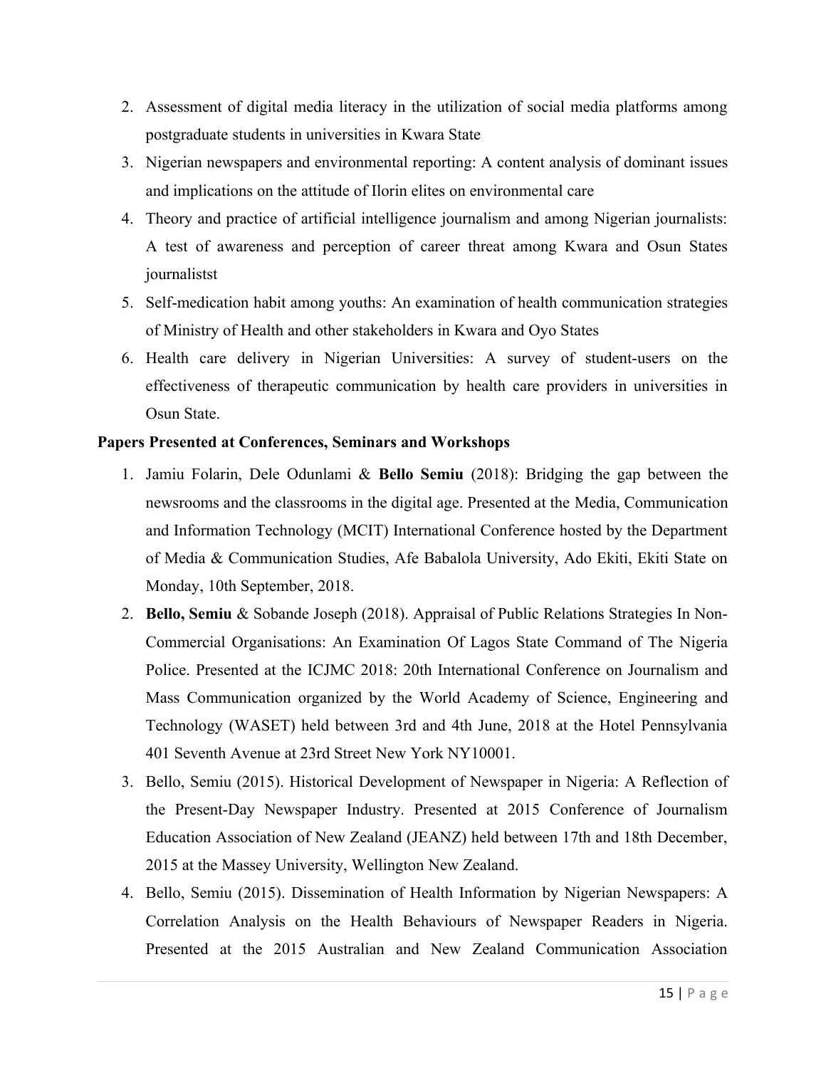2. Assessment of digital media literacy in the utilization of social media platforms among postgraduate students in universities in Kwara State
3. Nigerian newspapers and environmental reporting: A content analysis of dominant issues and implications on the attitude of Ilorin elites on environmental care
4. Theory and practice of artificial intelligence journalism and among Nigerian journalists: A test of awareness and perception of career threat among Kwara and Osun States journalistst
5. Self-medication habit among youths: An examination of health communication strategies of Ministry of Health and other stakeholders in Kwara and Oyo States
6. Health care delivery in Nigerian Universities: A survey of student-users on the effectiveness of therapeutic communication by health care providers in universities in Osun State.

**Papers Presented at Conferences, Seminars and Workshops**

1. Jamiu Folarin, Dele Odunlami & **Bello Semiu** (2018): Bridging the gap between the newsrooms and the classrooms in the digital age. Presented at the Media, Communication and Information Technology (MCIT) International Conference hosted by the Department of Media & Communication Studies, Afe Babalola University, Ado Ekiti, Ekiti State on Monday, 10th September, 2018.
2. **Bello, Semiu** & Sobande Joseph (2018). Appraisal of Public Relations Strategies In Non-Commercial Organisations: An Examination Of Lagos State Command of The Nigeria Police. Presented at the ICJMC 2018: 20th International Conference on Journalism and Mass Communication organized by the World Academy of Science, Engineering and Technology (WASET) held between 3rd and 4th June, 2018 at the Hotel Pennsylvania 401 Seventh Avenue at 23rd Street New York NY10001.
3. Bello, Semiu (2015). Historical Development of Newspaper in Nigeria: A Reflection of the Present-Day Newspaper Industry. Presented at 2015 Conference of Journalism Education Association of New Zealand (JEANZ) held between 17th and 18th December, 2015 at the Massey University, Wellington New Zealand.
4. Bello, Semiu (2015). Dissemination of Health Information by Nigerian Newspapers: A Correlation Analysis on the Health Behaviours of Newspaper Readers in Nigeria. Presented at the 2015 Australian and New Zealand Communication Association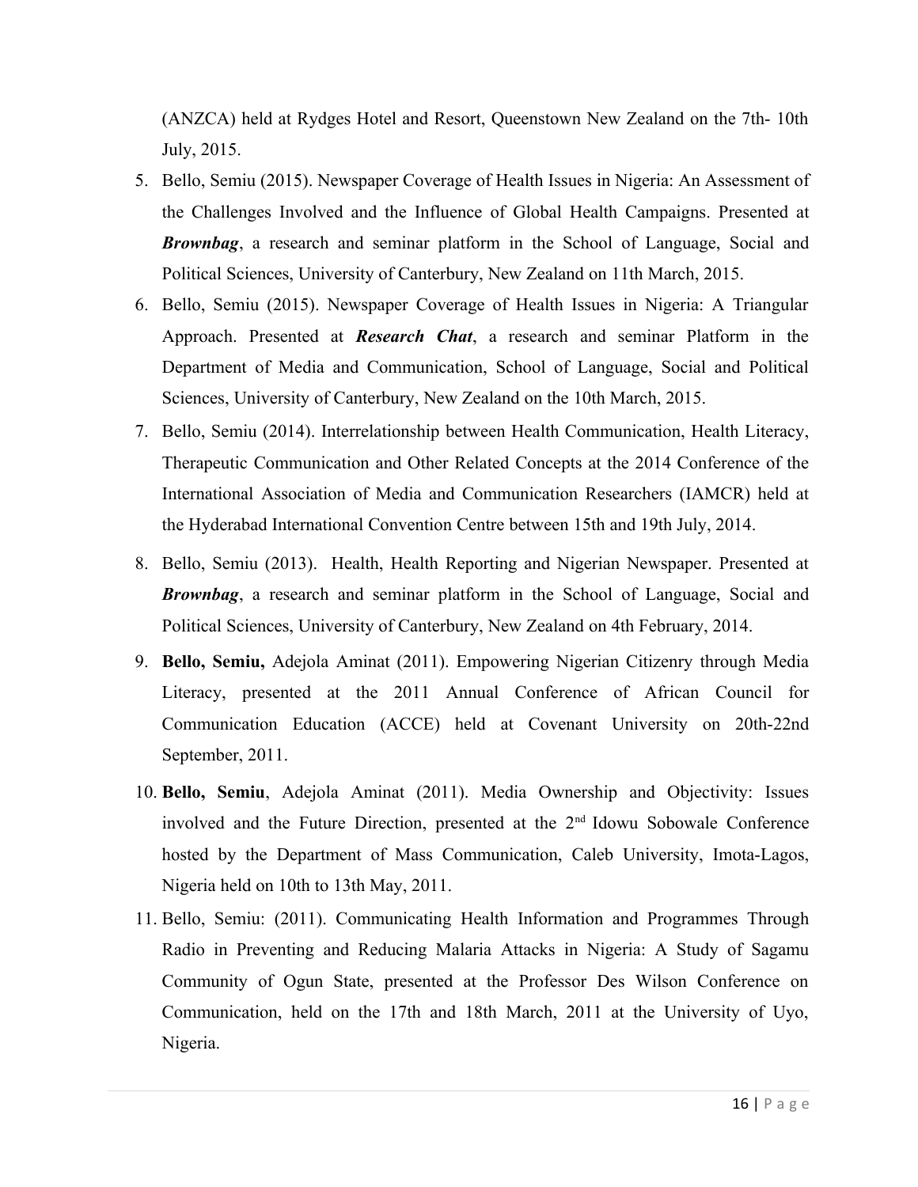(ANZCA) held at Rydges Hotel and Resort, Queenstown New Zealand on the 7th- 10th July, 2015.

5. Bello, Semiu (2015). Newspaper Coverage of Health Issues in Nigeria: An Assessment of the Challenges Involved and the Influence of Global Health Campaigns. Presented at ***Brownbag***, a research and seminar platform in the School of Language, Social and Political Sciences, University of Canterbury, New Zealand on 11th March, 2015.
6. Bello, Semiu (2015). Newspaper Coverage of Health Issues in Nigeria: A Triangular Approach. Presented at ***Research Chat***, a research and seminar Platform in the Department of Media and Communication, School of Language, Social and Political Sciences, University of Canterbury, New Zealand on the 10th March, 2015.
7. Bello, Semiu (2014). Interrelationship between Health Communication, Health Literacy, Therapeutic Communication and Other Related Concepts at the 2014 Conference of the International Association of Media and Communication Researchers (IAMCR) held at the Hyderabad International Convention Centre between 15th and 19th July, 2014.
8. Bello, Semiu (2013). Health, Health Reporting and Nigerian Newspaper. Presented at ***Brownbag***, a research and seminar platform in the School of Language, Social and Political Sciences, University of Canterbury, New Zealand on 4th February, 2014.
9. **Bello, Semiu,** Adejola Aminat (2011). Empowering Nigerian Citizenry through Media Literacy, presented at the 2011 Annual Conference of African Council for Communication Education (ACCE) held at Covenant University on 20th-22nd September, 2011.
10. **Bello, Semiu**, Adejola Aminat (2011). Media Ownership and Objectivity: Issues involved and the Future Direction, presented at the 2nd Idowu Sobowale Conference hosted by the Department of Mass Communication, Caleb University, Imota-Lagos, Nigeria held on 10th to 13th May, 2011.
11. Bello, Semiu: (2011). Communicating Health Information and Programmes Through Radio in Preventing and Reducing Malaria Attacks in Nigeria: A Study of Sagamu Community of Ogun State, presented at the Professor Des Wilson Conference on Communication, held on the 17th and 18th March, 2011 at the University of Uyo, Nigeria.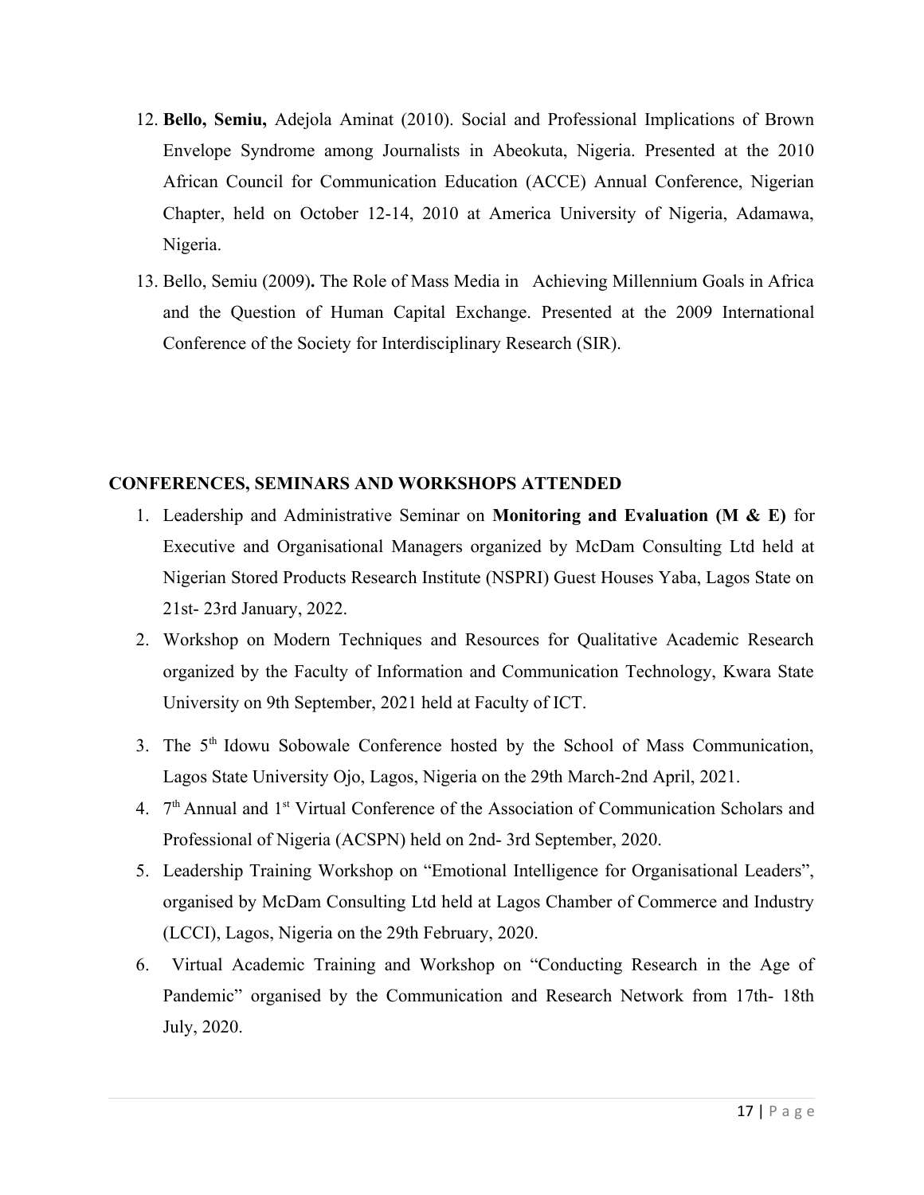12. **Bello, Semiu,** Adejola Aminat (2010). Social and Professional Implications of Brown Envelope Syndrome among Journalists in Abeokuta, Nigeria. Presented at the 2010 African Council for Communication Education (ACCE) Annual Conference, Nigerian Chapter, held on October 12-14, 2010 at America University of Nigeria, Adamawa, Nigeria.
13. Bello, Semiu (2009)**.** The Role of Mass Media in Achieving Millennium Goals in Africa and the Question of Human Capital Exchange. Presented at the 2009 International Conference of the Society for Interdisciplinary Research (SIR).

**CONFERENCES, SEMINARS AND WORKSHOPS ATTENDED**

1. Leadership and Administrative Seminar on **Monitoring and Evaluation (M & E)** for Executive and Organisational Managers organized by McDam Consulting Ltd held at Nigerian Stored Products Research Institute (NSPRI) Guest Houses Yaba, Lagos State on 21st- 23rd January, 2022.
2. Workshop on Modern Techniques and Resources for Qualitative Academic Research organized by the Faculty of Information and Communication Technology, Kwara State University on 9th September, 2021 held at Faculty of ICT.
3. The 5th Idowu Sobowale Conference hosted by the School of Mass Communication, Lagos State University Ojo, Lagos, Nigeria on the 29th March-2nd April, 2021.
4. 7th Annual and 1st Virtual Conference of the Association of Communication Scholars and Professional of Nigeria (ACSPN) held on 2nd- 3rd September, 2020.
5. Leadership Training Workshop on "Emotional Intelligence for Organisational Leaders", organised by McDam Consulting Ltd held at Lagos Chamber of Commerce and Industry (LCCI), Lagos, Nigeria on the 29th February, 2020.
6. Virtual Academic Training and Workshop on "Conducting Research in the Age of Pandemic" organised by the Communication and Research Network from 17th- 18th July, 2020.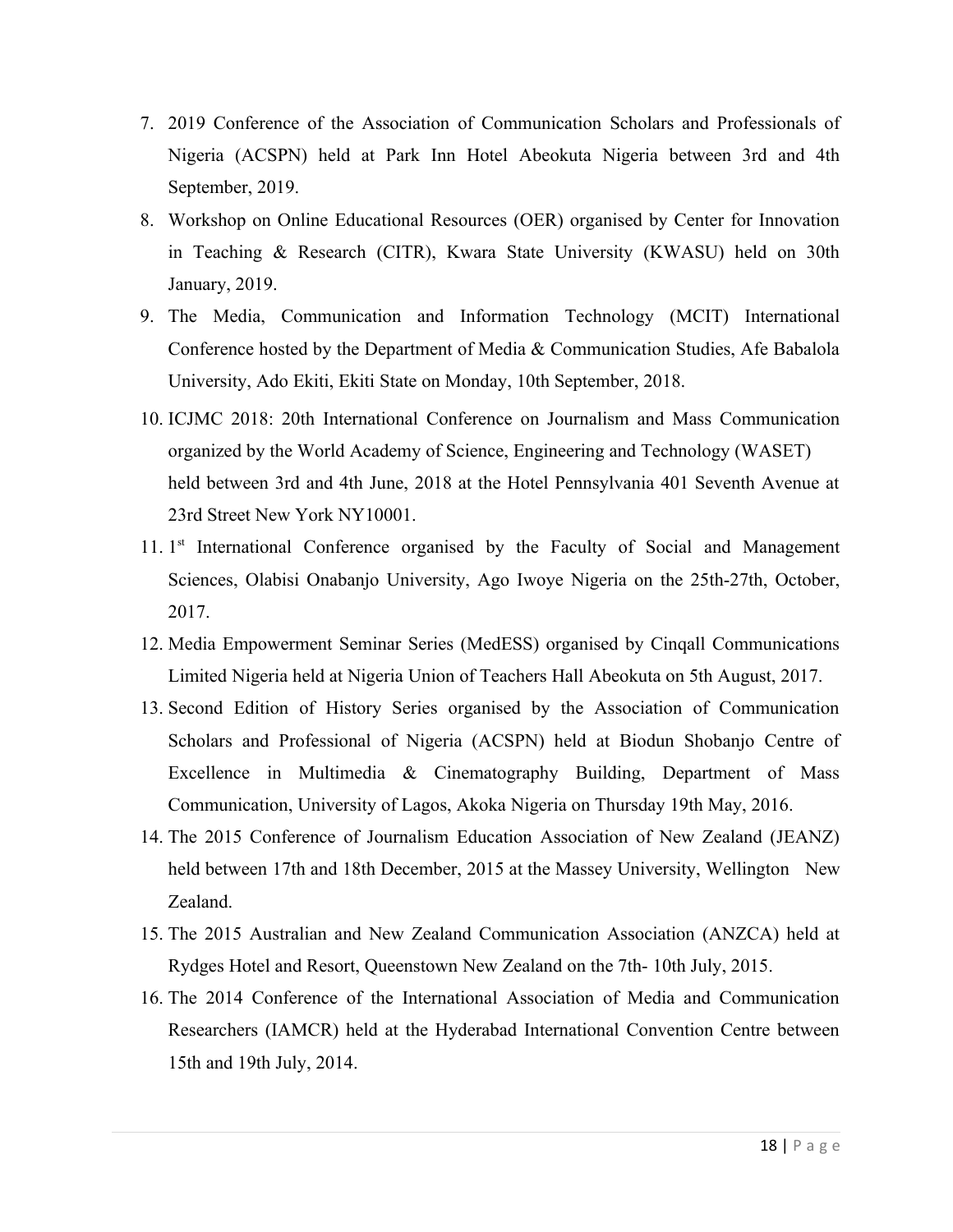7. 2019 Conference of the Association of Communication Scholars and Professionals of Nigeria (ACSPN) held at Park Inn Hotel Abeokuta Nigeria between 3rd and 4th September, 2019.
8. Workshop on Online Educational Resources (OER) organised by Center for Innovation in Teaching & Research (CITR), Kwara State University (KWASU) held on 30th January, 2019.
9. The Media, Communication and Information Technology (MCIT) International Conference hosted by the Department of Media & Communication Studies, Afe Babalola University, Ado Ekiti, Ekiti State on Monday, 10th September, 2018.
10. ICJMC 2018: 20th International Conference on Journalism and Mass Communication organized by the World Academy of Science, Engineering and Technology (WASET) held between 3rd and 4th June, 2018 at the Hotel Pennsylvania 401 Seventh Avenue at 23rd Street New York NY10001.
11. 1st International Conference organised by the Faculty of Social and Management Sciences, Olabisi Onabanjo University, Ago Iwoye Nigeria on the 25th-27th, October, 2017.
12. Media Empowerment Seminar Series (MedESS) organised by Cinqall Communications Limited Nigeria held at Nigeria Union of Teachers Hall Abeokuta on 5th August, 2017.
13. Second Edition of History Series organised by the Association of Communication Scholars and Professional of Nigeria (ACSPN) held at Biodun Shobanjo Centre of Excellence in Multimedia & Cinematography Building, Department of Mass Communication, University of Lagos, Akoka Nigeria on Thursday 19th May, 2016.
14. The 2015 Conference of Journalism Education Association of New Zealand (JEANZ) held between 17th and 18th December, 2015 at the Massey University, Wellington New Zealand.
15. The 2015 Australian and New Zealand Communication Association (ANZCA) held at Rydges Hotel and Resort, Queenstown New Zealand on the 7th- 10th July, 2015.
16. The 2014 Conference of the International Association of Media and Communication Researchers (IAMCR) held at the Hyderabad International Convention Centre between 15th and 19th July, 2014.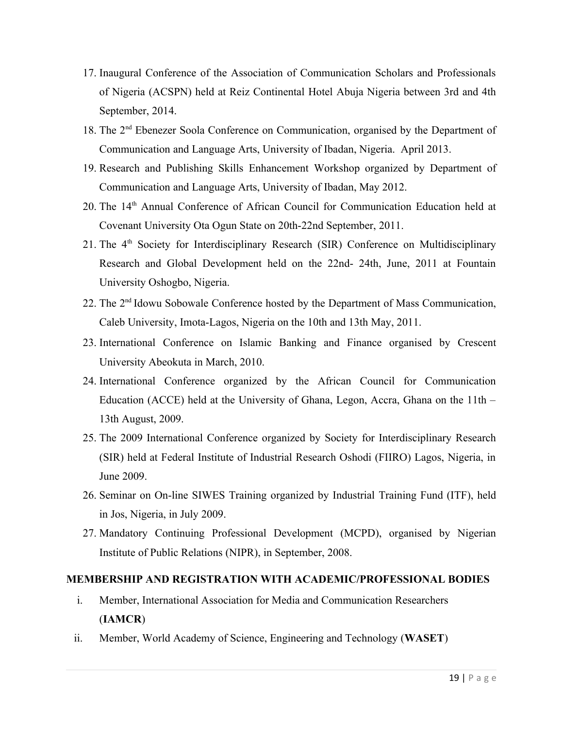17. Inaugural Conference of the Association of Communication Scholars and Professionals of Nigeria (ACSPN) held at Reiz Continental Hotel Abuja Nigeria between 3rd and 4th September, 2014.
18. The 2nd Ebenezer Soola Conference on Communication, organised by the Department of Communication and Language Arts, University of Ibadan, Nigeria. April 2013.
19. Research and Publishing Skills Enhancement Workshop organized by Department of Communication and Language Arts, University of Ibadan, May 2012.
20. The 14th Annual Conference of African Council for Communication Education held at Covenant University Ota Ogun State on 20th-22nd September, 2011.
21. The 4th Society for Interdisciplinary Research (SIR) Conference on Multidisciplinary Research and Global Development held on the 22nd- 24th, June, 2011 at Fountain University Oshogbo, Nigeria.
22. The 2nd Idowu Sobowale Conference hosted by the Department of Mass Communication, Caleb University, Imota-Lagos, Nigeria on the 10th and 13th May, 2011.
23. International Conference on Islamic Banking and Finance organised by Crescent University Abeokuta in March, 2010.
24. International Conference organized by the African Council for Communication Education (ACCE) held at the University of Ghana, Legon, Accra, Ghana on the 11th – 13th August, 2009.
25. The 2009 International Conference organized by Society for Interdisciplinary Research (SIR) held at Federal Institute of Industrial Research Oshodi (FIIRO) Lagos, Nigeria, in June 2009.
26. Seminar on On-line SIWES Training organized by Industrial Training Fund (ITF), held in Jos, Nigeria, in July 2009.
27. Mandatory Continuing Professional Development (MCPD), organised by Nigerian Institute of Public Relations (NIPR), in September, 2008.

**MEMBERSHIP AND REGISTRATION WITH ACADEMIC/PROFESSIONAL BODIES**

i. Member, International Association for Media and Communication Researchers (**IAMCR**)

ii. Member, World Academy of Science, Engineering and Technology (**WASET**)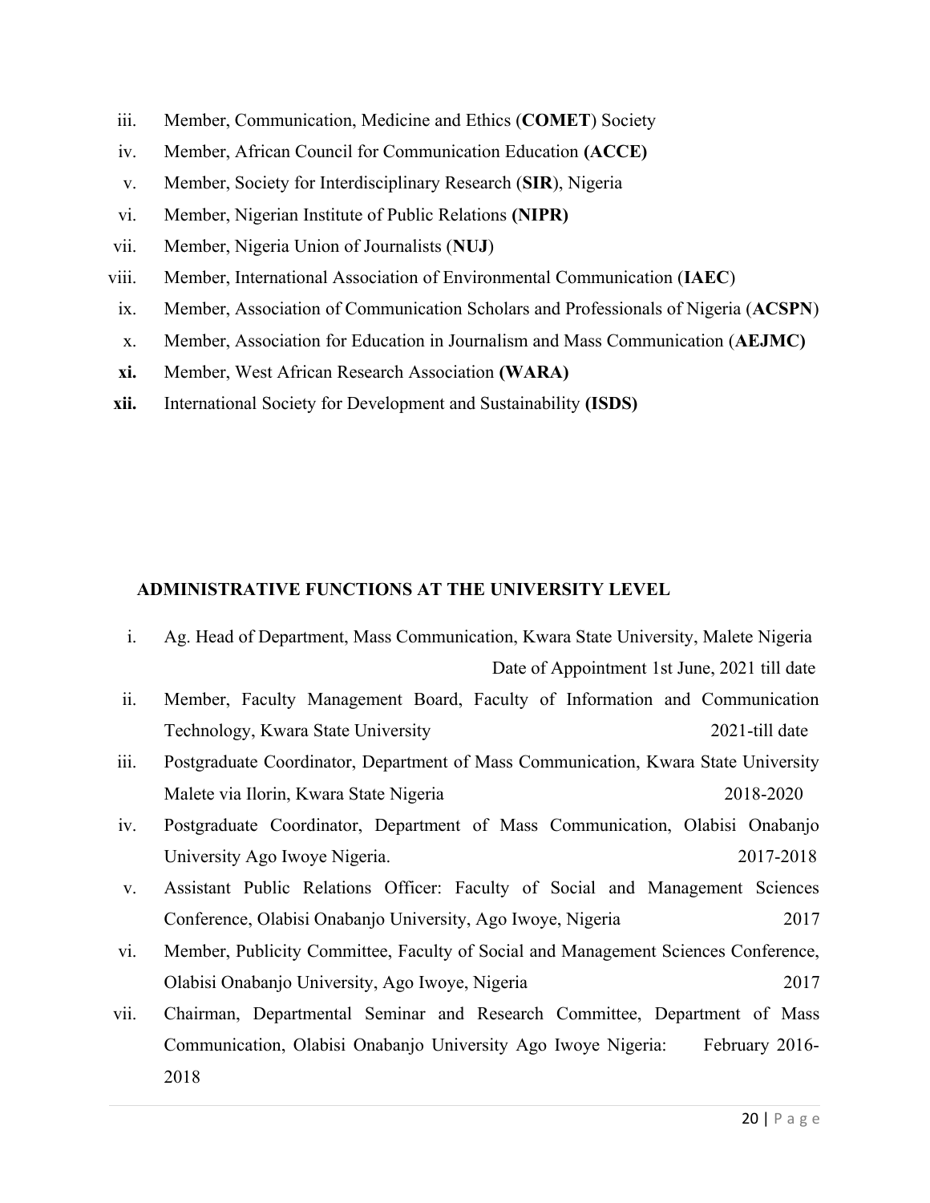iii. Member, Communication, Medicine and Ethics (**COMET**) Society
iv. Member, African Council for Communication Education **(ACCE)**
v. Member, Society for Interdisciplinary Research (**SIR**), Nigeria
vi. Member, Nigerian Institute of Public Relations **(NIPR)**
vii. Member, Nigeria Union of Journalists (**NUJ**)
viii. Member, International Association of Environmental Communication (**IAEC**)
ix. Member, Association of Communication Scholars and Professionals of Nigeria (**ACSPN**)
x. Member, Association for Education in Journalism and Mass Communication (**AEJMC)**
**xi.** Member, West African Research Association **(WARA)**
**xii.** International Society for Development and Sustainability **(ISDS)**

## ADMINISTRATIVE FUNCTIONS AT THE UNIVERSITY LEVEL

i. Ag. Head of Department, Mass Communication, Kwara State University, Malete Nigeria — Date of Appointment 1st June, 2021 till date
ii. Member, Faculty Management Board, Faculty of Information and Communication Technology, Kwara State University — 2021-till date
iii. Postgraduate Coordinator, Department of Mass Communication, Kwara State University Malete via Ilorin, Kwara State Nigeria — 2018-2020
iv. Postgraduate Coordinator, Department of Mass Communication, Olabisi Onabanjo University Ago Iwoye Nigeria. — 2017-2018
v. Assistant Public Relations Officer: Faculty of Social and Management Sciences Conference, Olabisi Onabanjo University, Ago Iwoye, Nigeria — 2017
vi. Member, Publicity Committee, Faculty of Social and Management Sciences Conference, Olabisi Onabanjo University, Ago Iwoye, Nigeria — 2017
vii. Chairman, Departmental Seminar and Research Committee, Department of Mass Communication, Olabisi Onabanjo University Ago Iwoye Nigeria: February 2016-2018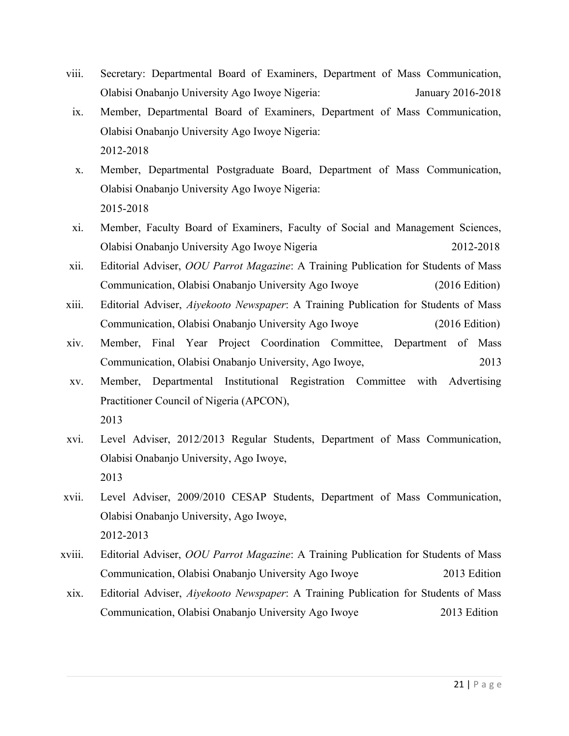viii. Secretary: Departmental Board of Examiners, Department of Mass Communication, Olabisi Onabanjo University Ago Iwoye Nigeria: January 2016-2018

ix. Member, Departmental Board of Examiners, Department of Mass Communication, Olabisi Onabanjo University Ago Iwoye Nigeria: 2012-2018

x. Member, Departmental Postgraduate Board, Department of Mass Communication, Olabisi Onabanjo University Ago Iwoye Nigeria: 2015-2018

xi. Member, Faculty Board of Examiners, Faculty of Social and Management Sciences, Olabisi Onabanjo University Ago Iwoye Nigeria 2012-2018

xii. Editorial Adviser, *OOU Parrot Magazine*: A Training Publication for Students of Mass Communication, Olabisi Onabanjo University Ago Iwoye (2016 Edition)

xiii. Editorial Adviser, *Aiyekooto Newspaper*: A Training Publication for Students of Mass Communication, Olabisi Onabanjo University Ago Iwoye (2016 Edition)

xiv. Member, Final Year Project Coordination Committee, Department of Mass Communication, Olabisi Onabanjo University, Ago Iwoye, 2013

xv. Member, Departmental Institutional Registration Committee with Advertising Practitioner Council of Nigeria (APCON), 2013

xvi. Level Adviser, 2012/2013 Regular Students, Department of Mass Communication, Olabisi Onabanjo University, Ago Iwoye, 2013

xvii. Level Adviser, 2009/2010 CESAP Students, Department of Mass Communication, Olabisi Onabanjo University, Ago Iwoye, 2012-2013

xviii. Editorial Adviser, *OOU Parrot Magazine*: A Training Publication for Students of Mass Communication, Olabisi Onabanjo University Ago Iwoye 2013 Edition

xix. Editorial Adviser, *Aiyekooto Newspaper*: A Training Publication for Students of Mass Communication, Olabisi Onabanjo University Ago Iwoye 2013 Edition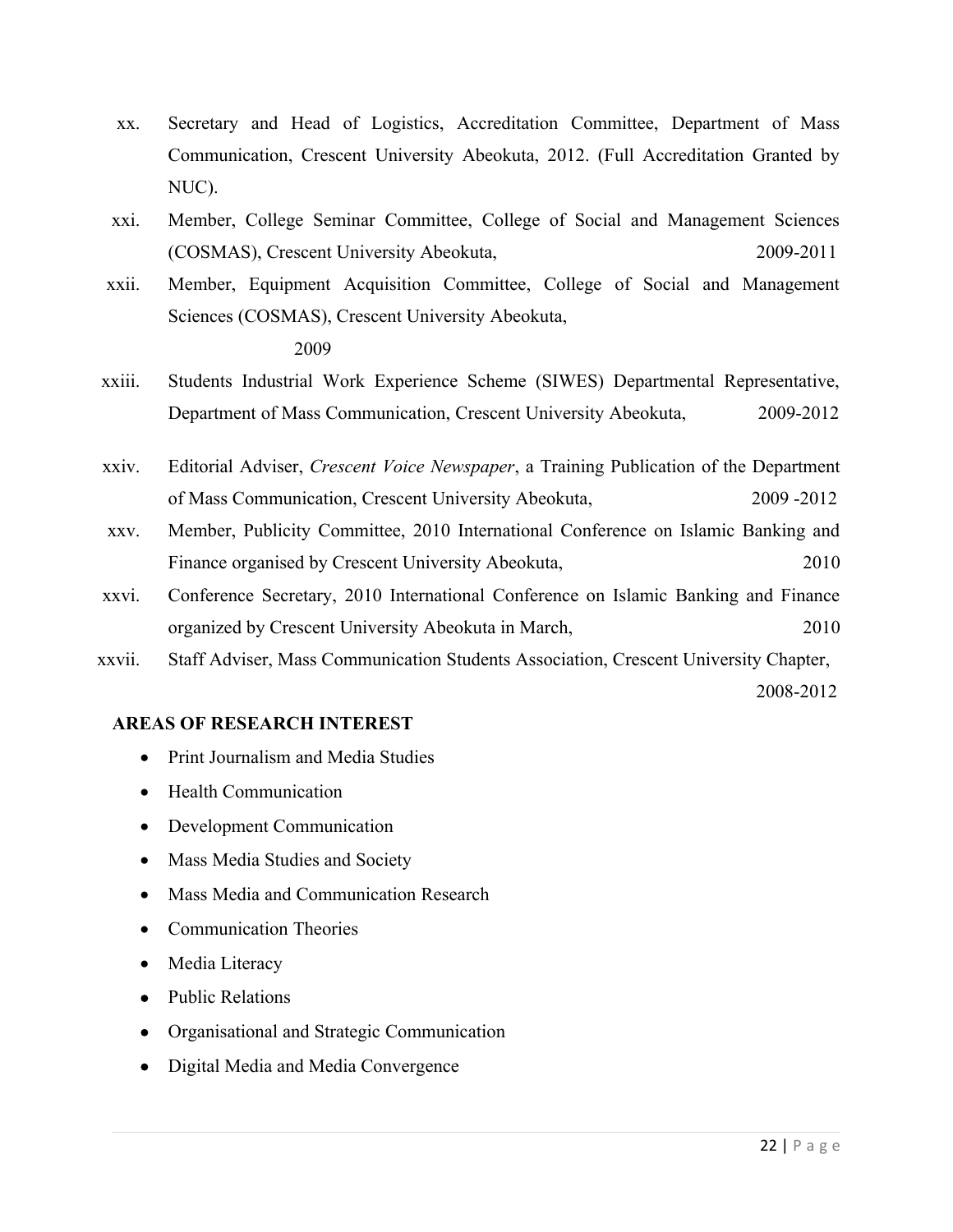xx. Secretary and Head of Logistics, Accreditation Committee, Department of Mass Communication, Crescent University Abeokuta, 2012. (Full Accreditation Granted by NUC).

xxi. Member, College Seminar Committee, College of Social and Management Sciences (COSMAS), Crescent University Abeokuta, 2009-2011

xxii. Member, Equipment Acquisition Committee, College of Social and Management Sciences (COSMAS), Crescent University Abeokuta, 2009

xxiii. Students Industrial Work Experience Scheme (SIWES) Departmental Representative, Department of Mass Communication, Crescent University Abeokuta, 2009-2012

xxiv. Editorial Adviser, *Crescent Voice Newspaper*, a Training Publication of the Department of Mass Communication, Crescent University Abeokuta, 2009 -2012

xxv. Member, Publicity Committee, 2010 International Conference on Islamic Banking and Finance organised by Crescent University Abeokuta, 2010

xxvi. Conference Secretary, 2010 International Conference on Islamic Banking and Finance organized by Crescent University Abeokuta in March, 2010

xxvii. Staff Adviser, Mass Communication Students Association, Crescent University Chapter, 2008-2012

## AREAS OF RESEARCH INTEREST

- Print Journalism and Media Studies
- Health Communication
- Development Communication
- Mass Media Studies and Society
- Mass Media and Communication Research
- Communication Theories
- Media Literacy
- Public Relations
- Organisational and Strategic Communication
- Digital Media and Media Convergence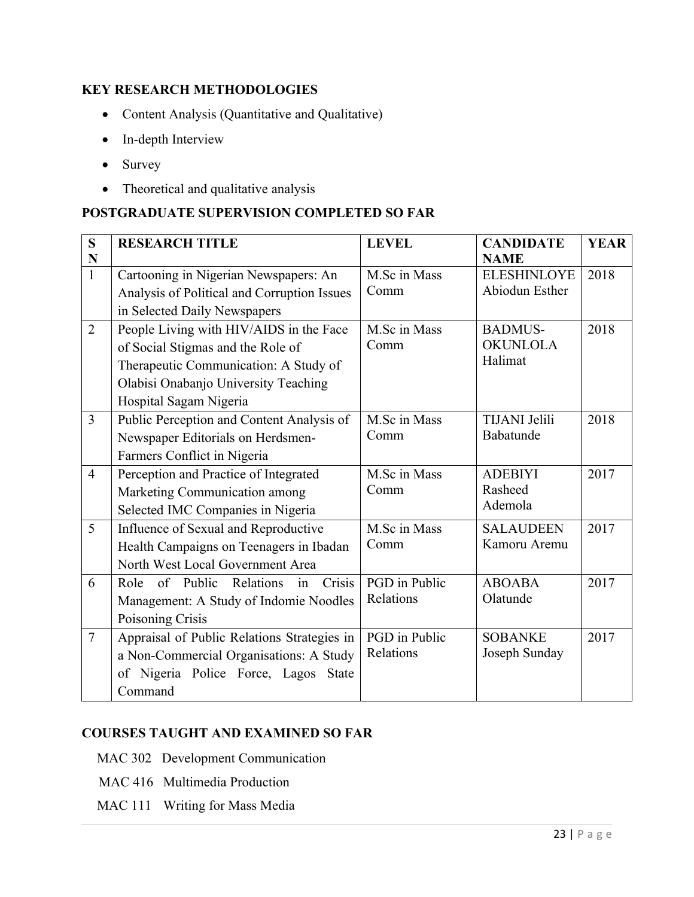### KEY RESEARCH METHODOLOGIES

- Content Analysis (Quantitative and Qualitative)
- In-depth Interview
- Survey
- Theoretical and qualitative analysis

### POSTGRADUATE SUPERVISION COMPLETED SO FAR

| SN | RESEARCH TITLE | LEVEL | CANDIDATE NAME | YEAR |
|---|---|---|---|---|
| 1 | Cartooning in Nigerian Newspapers: An Analysis of Political and Corruption Issues in Selected Daily Newspapers | M.Sc in Mass Comm | ELESHINLOYE Abiodun Esther | 2018 |
| 2 | People Living with HIV/AIDS in the Face of Social Stigmas and the Role of Therapeutic Communication: A Study of Olabisi Onabanjo University Teaching Hospital Sagam Nigeria | M.Sc in Mass Comm | BADMUS-OKUNLOLA Halimat | 2018 |
| 3 | Public Perception and Content Analysis of Newspaper Editorials on Herdsmen-Farmers Conflict in Nigeria | M.Sc in Mass Comm | TIJANI Jelili Babatunde | 2018 |
| 4 | Perception and Practice of Integrated Marketing Communication among Selected IMC Companies in Nigeria | M.Sc in Mass Comm | ADEBIYI Rasheed Ademola | 2017 |
| 5 | Influence of Sexual and Reproductive Health Campaigns on Teenagers in Ibadan North West Local Government Area | M.Sc in Mass Comm | SALAUDEEN Kamoru Aremu | 2017 |
| 6 | Role of Public Relations in Crisis Management: A Study of Indomie Noodles Poisoning Crisis | PGD in Public Relations | ABOABA Olatunde | 2017 |
| 7 | Appraisal of Public Relations Strategies in a Non-Commercial Organisations: A Study of Nigeria Police Force, Lagos State Command | PGD in Public Relations | SOBANKE Joseph Sunday | 2017 |

### COURSES TAUGHT AND EXAMINED SO FAR

MAC 302 Development Communication

MAC 416 Multimedia Production

MAC 111 Writing for Mass Media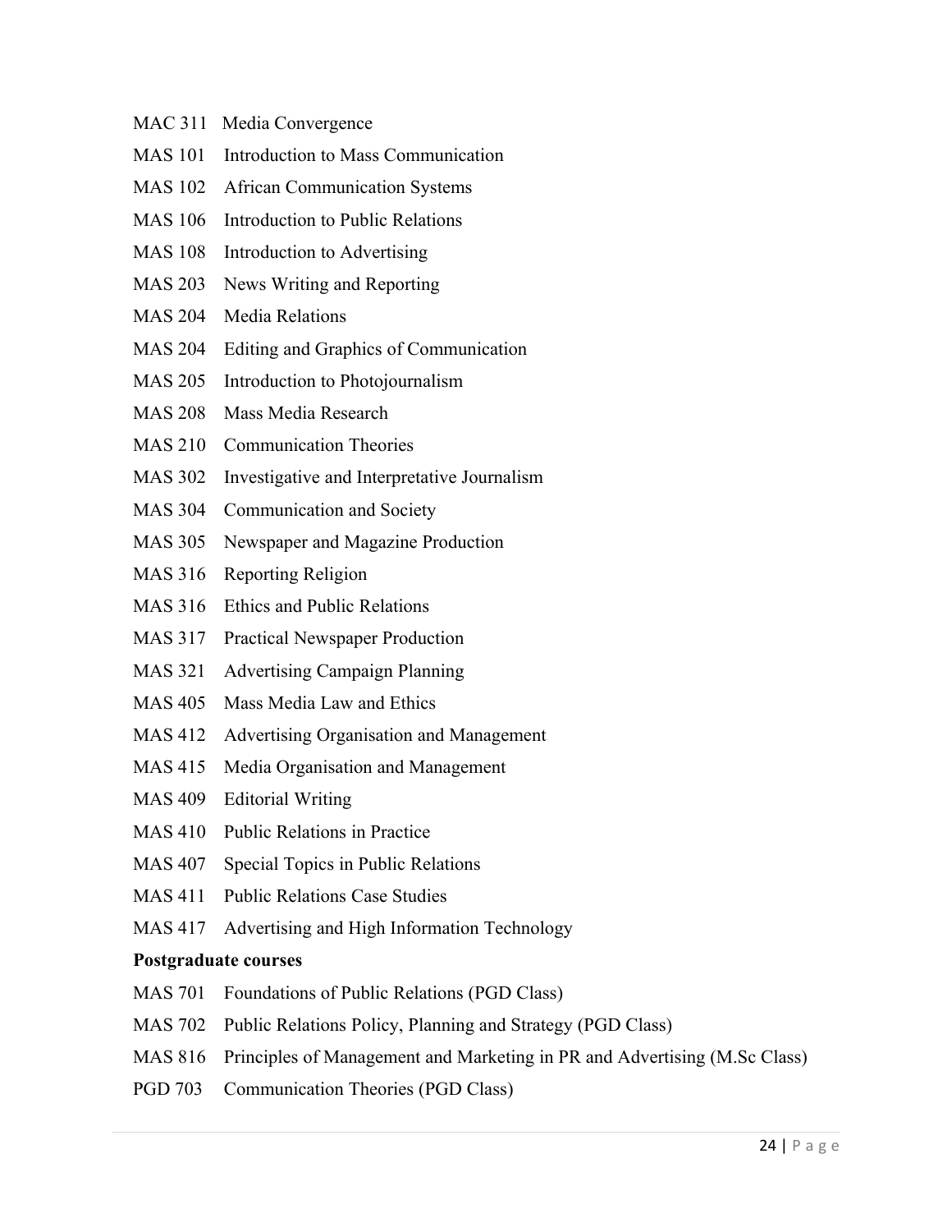MAC 311 Media Convergence

MAS 101 Introduction to Mass Communication

MAS 102 African Communication Systems

MAS 106 Introduction to Public Relations

MAS 108 Introduction to Advertising

MAS 203 News Writing and Reporting

MAS 204 Media Relations

MAS 204 Editing and Graphics of Communication

MAS 205 Introduction to Photojournalism

MAS 208 Mass Media Research

MAS 210 Communication Theories

MAS 302 Investigative and Interpretative Journalism

MAS 304 Communication and Society

MAS 305 Newspaper and Magazine Production

MAS 316 Reporting Religion

MAS 316 Ethics and Public Relations

MAS 317 Practical Newspaper Production

MAS 321 Advertising Campaign Planning

MAS 405 Mass Media Law and Ethics

MAS 412 Advertising Organisation and Management

MAS 415 Media Organisation and Management

MAS 409 Editorial Writing

MAS 410 Public Relations in Practice

MAS 407 Special Topics in Public Relations

MAS 411 Public Relations Case Studies

MAS 417 Advertising and High Information Technology

**Postgraduate courses**

MAS 701 Foundations of Public Relations (PGD Class)

MAS 702 Public Relations Policy, Planning and Strategy (PGD Class)

MAS 816 Principles of Management and Marketing in PR and Advertising (M.Sc Class)

PGD 703 Communication Theories (PGD Class)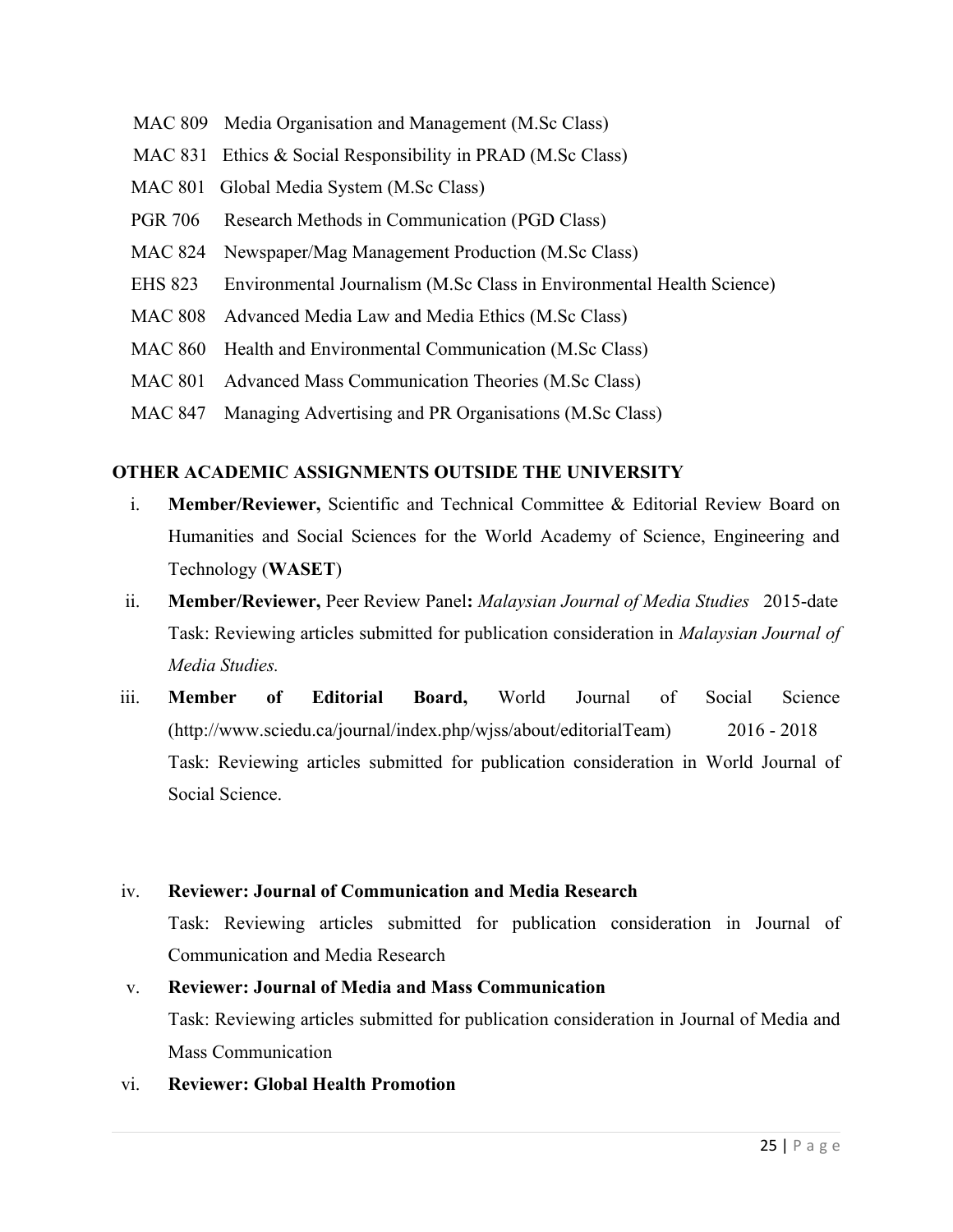MAC 809 Media Organisation and Management (M.Sc Class)

MAC 831 Ethics & Social Responsibility in PRAD (M.Sc Class)

MAC 801 Global Media System (M.Sc Class)

PGR 706 Research Methods in Communication (PGD Class)

MAC 824 Newspaper/Mag Management Production (M.Sc Class)

EHS 823 Environmental Journalism (M.Sc Class in Environmental Health Science)

MAC 808 Advanced Media Law and Media Ethics (M.Sc Class)

MAC 860 Health and Environmental Communication (M.Sc Class)

MAC 801 Advanced Mass Communication Theories (M.Sc Class)

MAC 847 Managing Advertising and PR Organisations (M.Sc Class)

## OTHER ACADEMIC ASSIGNMENTS OUTSIDE THE UNIVERSITY

i. **Member/Reviewer,** Scientific and Technical Committee & Editorial Review Board on Humanities and Social Sciences for the World Academy of Science, Engineering and Technology (**WASET**)

ii. **Member/Reviewer,** Peer Review Panel**:** *Malaysian Journal of Media Studies* 2015-date
Task: Reviewing articles submitted for publication consideration in *Malaysian Journal of Media Studies.*

iii. **Member of Editorial Board,** World Journal of Social Science (http://www.sciedu.ca/journal/index.php/wjss/about/editorialTeam) 2016 - 2018
Task: Reviewing articles submitted for publication consideration in World Journal of Social Science.

iv. **Reviewer: Journal of Communication and Media Research**
Task: Reviewing articles submitted for publication consideration in Journal of Communication and Media Research

v. **Reviewer: Journal of Media and Mass Communication**
Task: Reviewing articles submitted for publication consideration in Journal of Media and Mass Communication

vi. **Reviewer: Global Health Promotion**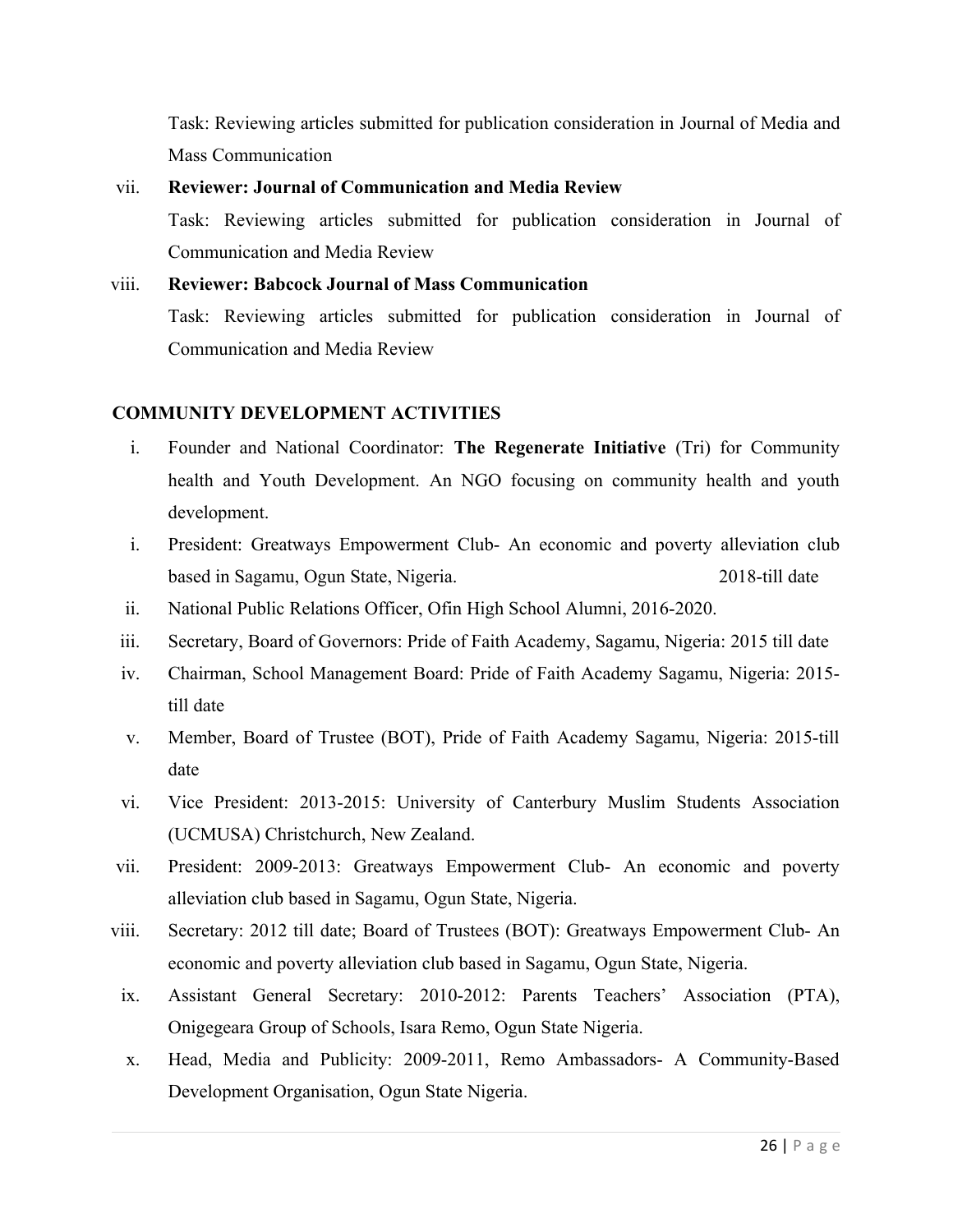Task: Reviewing articles submitted for publication consideration in Journal of Media and Mass Communication

vii. **Reviewer: Journal of Communication and Media Review**
   Task: Reviewing articles submitted for publication consideration in Journal of Communication and Media Review

viii. **Reviewer: Babcock Journal of Mass Communication**
   Task: Reviewing articles submitted for publication consideration in Journal of Communication and Media Review

## COMMUNITY DEVELOPMENT ACTIVITIES

i. Founder and National Coordinator: **The Regenerate Initiative** (Tri) for Community health and Youth Development. An NGO focusing on community health and youth development.

i. President: Greatways Empowerment Club- An economic and poverty alleviation club based in Sagamu, Ogun State, Nigeria. 2018-till date

ii. National Public Relations Officer, Ofin High School Alumni, 2016-2020.

iii. Secretary, Board of Governors: Pride of Faith Academy, Sagamu, Nigeria: 2015 till date

iv. Chairman, School Management Board: Pride of Faith Academy Sagamu, Nigeria: 2015-till date

v. Member, Board of Trustee (BOT), Pride of Faith Academy Sagamu, Nigeria: 2015-till date

vi. Vice President: 2013-2015: University of Canterbury Muslim Students Association (UCMUSA) Christchurch, New Zealand.

vii. President: 2009-2013: Greatways Empowerment Club- An economic and poverty alleviation club based in Sagamu, Ogun State, Nigeria.

viii. Secretary: 2012 till date; Board of Trustees (BOT): Greatways Empowerment Club- An economic and poverty alleviation club based in Sagamu, Ogun State, Nigeria.

ix. Assistant General Secretary: 2010-2012: Parents Teachers' Association (PTA), Onigegeara Group of Schools, Isara Remo, Ogun State Nigeria.

x. Head, Media and Publicity: 2009-2011, Remo Ambassadors- A Community-Based Development Organisation, Ogun State Nigeria.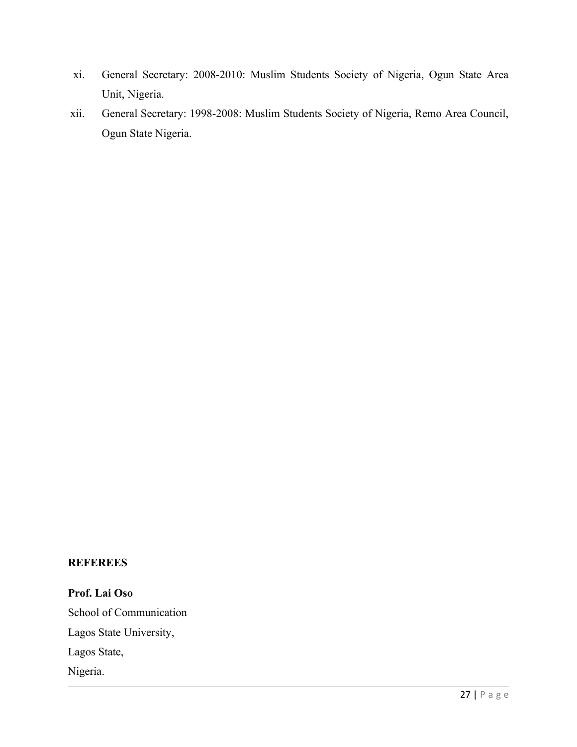xi. General Secretary: 2008-2010: Muslim Students Society of Nigeria, Ogun State Area Unit, Nigeria.

xii. General Secretary: 1998-2008: Muslim Students Society of Nigeria, Remo Area Council, Ogun State Nigeria.

**REFEREES**

**Prof. Lai Oso**

School of Communication

Lagos State University,

Lagos State,

Nigeria.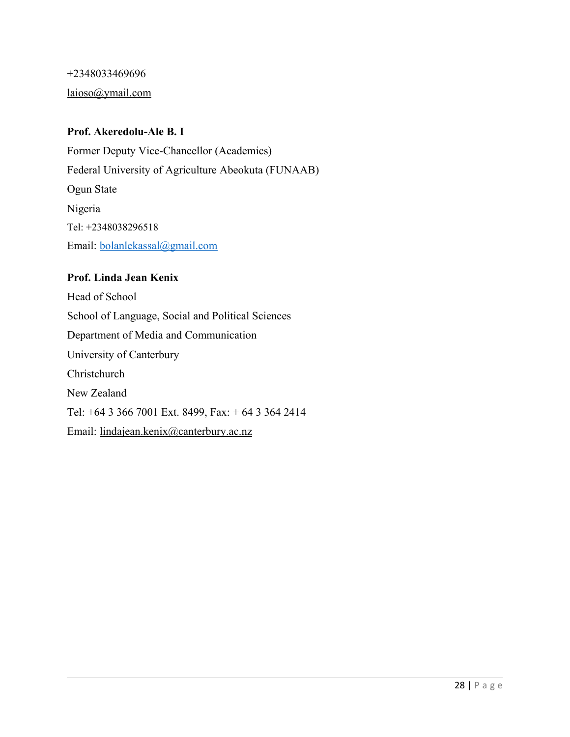+2348033469696

laioso@ymail.com

**Prof. Akeredolu-Ale B. I**

Former Deputy Vice-Chancellor (Academics)

Federal University of Agriculture Abeokuta (FUNAAB)

Ogun State

Nigeria

Tel: +2348038296518

Email: bolanlekassal@gmail.com

**Prof. Linda Jean Kenix**

Head of School

School of Language, Social and Political Sciences

Department of Media and Communication

University of Canterbury

Christchurch

New Zealand

Tel: +64 3 366 7001 Ext. 8499, Fax: + 64 3 364 2414

Email: lindajean.kenix@canterbury.ac.nz